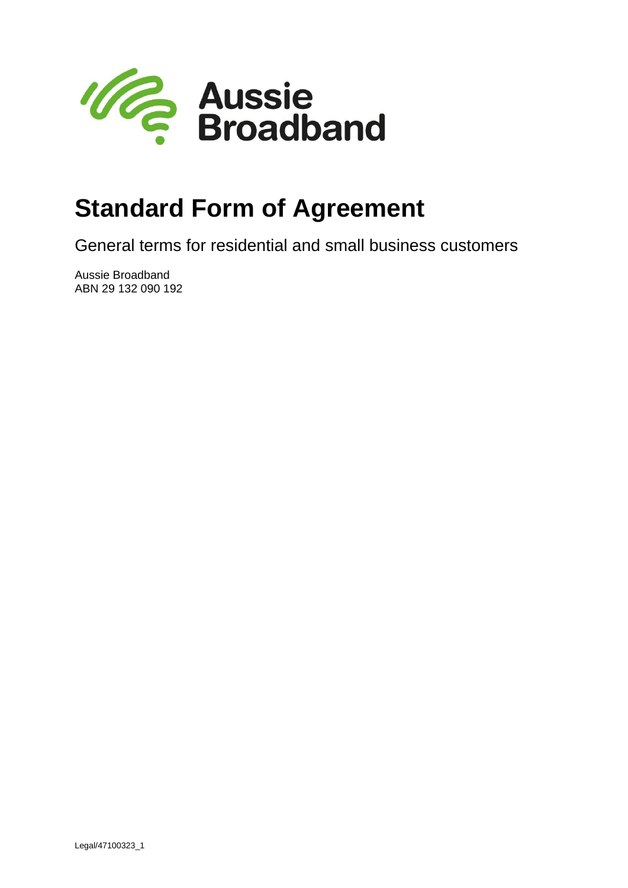Aussie Broadband

# Standard Form of Agreement

General terms for residential and small business customers

Aussie Broadband
ABN 29 132 090 192

Legal/47100323_1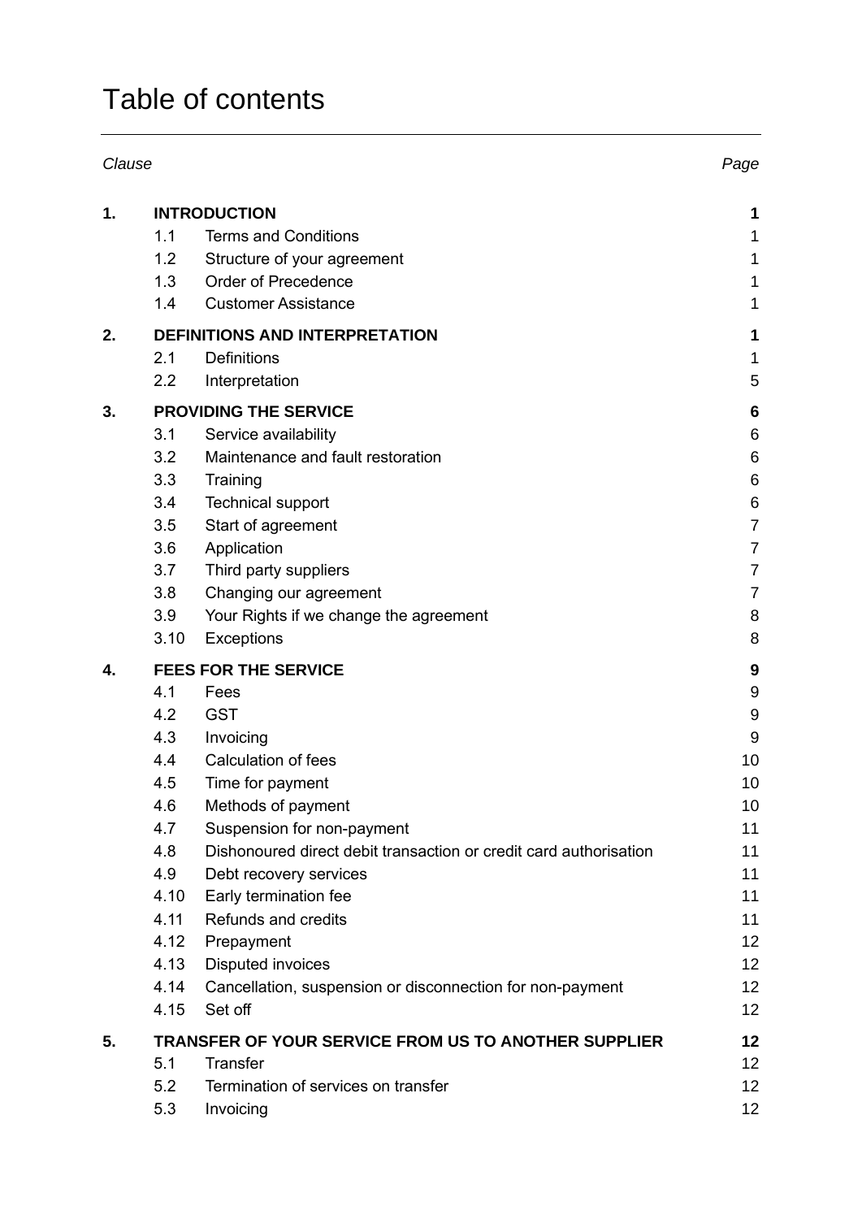# Table of contents

| Clause | | | Page |
|---|---|---|---|
| **1.** | **INTRODUCTION** | | **1** |
| | 1.1 | Terms and Conditions | 1 |
| | 1.2 | Structure of your agreement | 1 |
| | 1.3 | Order of Precedence | 1 |
| | 1.4 | Customer Assistance | 1 |
| **2.** | **DEFINITIONS AND INTERPRETATION** | | **1** |
| | 2.1 | Definitions | 1 |
| | 2.2 | Interpretation | 5 |
| **3.** | **PROVIDING THE SERVICE** | | **6** |
| | 3.1 | Service availability | 6 |
| | 3.2 | Maintenance and fault restoration | 6 |
| | 3.3 | Training | 6 |
| | 3.4 | Technical support | 6 |
| | 3.5 | Start of agreement | 7 |
| | 3.6 | Application | 7 |
| | 3.7 | Third party suppliers | 7 |
| | 3.8 | Changing our agreement | 7 |
| | 3.9 | Your Rights if we change the agreement | 8 |
| | 3.10 | Exceptions | 8 |
| **4.** | **FEES FOR THE SERVICE** | | **9** |
| | 4.1 | Fees | 9 |
| | 4.2 | GST | 9 |
| | 4.3 | Invoicing | 9 |
| | 4.4 | Calculation of fees | 10 |
| | 4.5 | Time for payment | 10 |
| | 4.6 | Methods of payment | 10 |
| | 4.7 | Suspension for non-payment | 11 |
| | 4.8 | Dishonoured direct debit transaction or credit card authorisation | 11 |
| | 4.9 | Debt recovery services | 11 |
| | 4.10 | Early termination fee | 11 |
| | 4.11 | Refunds and credits | 11 |
| | 4.12 | Prepayment | 12 |
| | 4.13 | Disputed invoices | 12 |
| | 4.14 | Cancellation, suspension or disconnection for non-payment | 12 |
| | 4.15 | Set off | 12 |
| **5.** | **TRANSFER OF YOUR SERVICE FROM US TO ANOTHER SUPPLIER** | | **12** |
| | 5.1 | Transfer | 12 |
| | 5.2 | Termination of services on transfer | 12 |
| | 5.3 | Invoicing | 12 |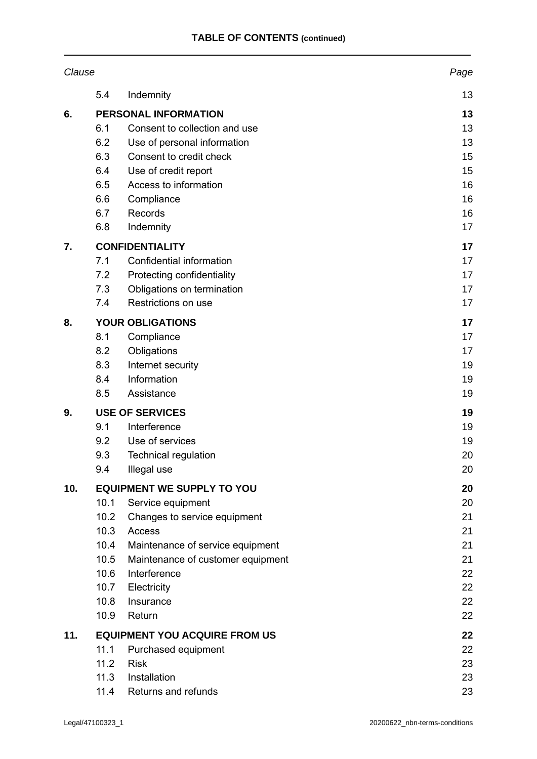**TABLE OF CONTENTS (continued)**

| *Clause* | | | *Page* |
|---|---|---|---|
| | 5.4 | Indemnity | 13 |
| **6.** | **PERSONAL INFORMATION** | | **13** |
| | 6.1 | Consent to collection and use | 13 |
| | 6.2 | Use of personal information | 13 |
| | 6.3 | Consent to credit check | 15 |
| | 6.4 | Use of credit report | 15 |
| | 6.5 | Access to information | 16 |
| | 6.6 | Compliance | 16 |
| | 6.7 | Records | 16 |
| | 6.8 | Indemnity | 17 |
| **7.** | **CONFIDENTIALITY** | | **17** |
| | 7.1 | Confidential information | 17 |
| | 7.2 | Protecting confidentiality | 17 |
| | 7.3 | Obligations on termination | 17 |
| | 7.4 | Restrictions on use | 17 |
| **8.** | **YOUR OBLIGATIONS** | | **17** |
| | 8.1 | Compliance | 17 |
| | 8.2 | Obligations | 17 |
| | 8.3 | Internet security | 19 |
| | 8.4 | Information | 19 |
| | 8.5 | Assistance | 19 |
| **9.** | **USE OF SERVICES** | | **19** |
| | 9.1 | Interference | 19 |
| | 9.2 | Use of services | 19 |
| | 9.3 | Technical regulation | 20 |
| | 9.4 | Illegal use | 20 |
| **10.** | **EQUIPMENT WE SUPPLY TO YOU** | | **20** |
| | 10.1 | Service equipment | 20 |
| | 10.2 | Changes to service equipment | 21 |
| | 10.3 | Access | 21 |
| | 10.4 | Maintenance of service equipment | 21 |
| | 10.5 | Maintenance of customer equipment | 21 |
| | 10.6 | Interference | 22 |
| | 10.7 | Electricity | 22 |
| | 10.8 | Insurance | 22 |
| | 10.9 | Return | 22 |
| **11.** | **EQUIPMENT YOU ACQUIRE FROM US** | | **22** |
| | 11.1 | Purchased equipment | 22 |
| | 11.2 | Risk | 23 |
| | 11.3 | Installation | 23 |
| | 11.4 | Returns and refunds | 23 |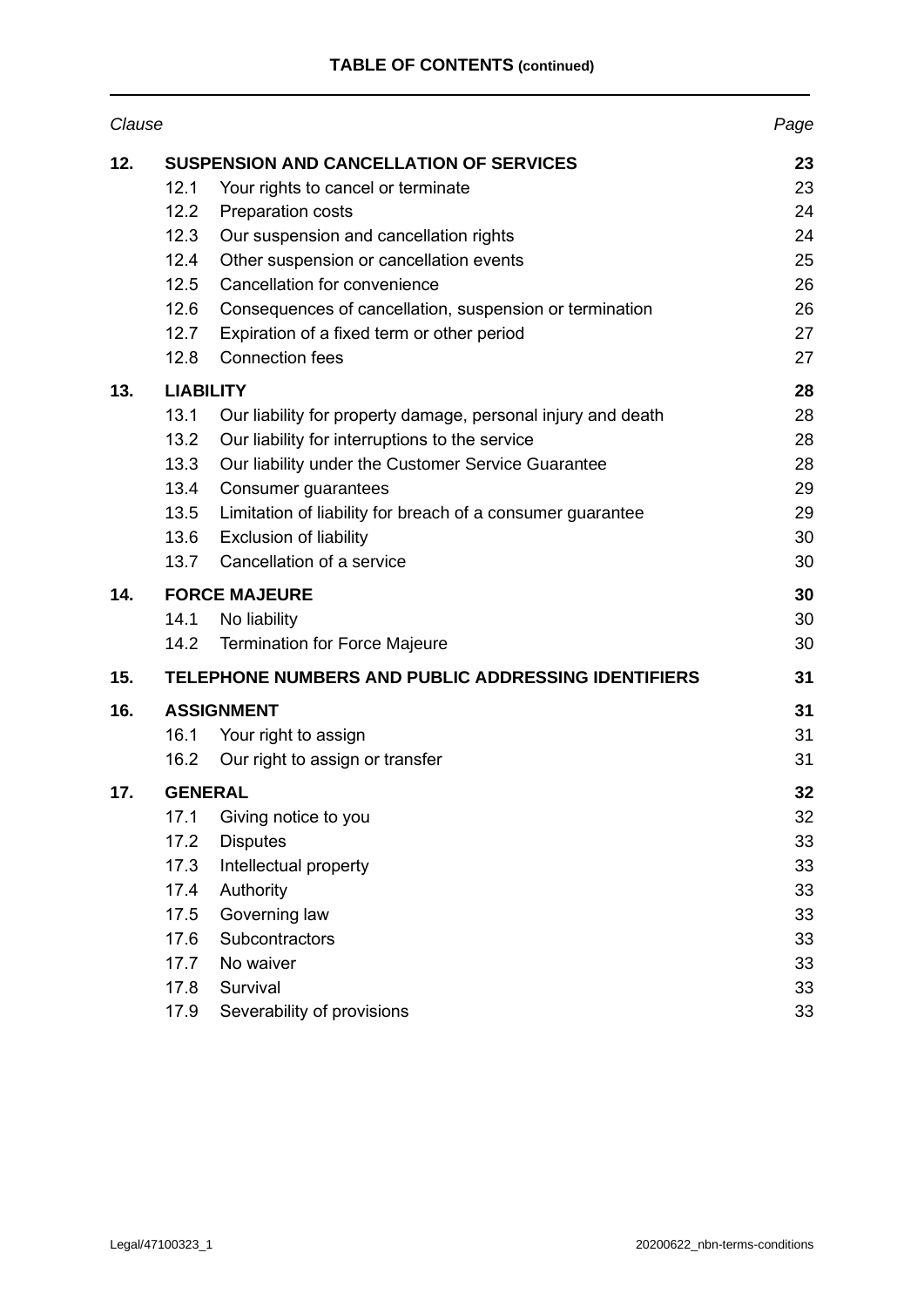**TABLE OF CONTENTS (continued)**

| *Clause* | | | *Page* |
|---|---|---|---|
| **12.** | **SUSPENSION AND CANCELLATION OF SERVICES** | | **23** |
| | 12.1 | Your rights to cancel or terminate | 23 |
| | 12.2 | Preparation costs | 24 |
| | 12.3 | Our suspension and cancellation rights | 24 |
| | 12.4 | Other suspension or cancellation events | 25 |
| | 12.5 | Cancellation for convenience | 26 |
| | 12.6 | Consequences of cancellation, suspension or termination | 26 |
| | 12.7 | Expiration of a fixed term or other period | 27 |
| | 12.8 | Connection fees | 27 |
| **13.** | **LIABILITY** | | **28** |
| | 13.1 | Our liability for property damage, personal injury and death | 28 |
| | 13.2 | Our liability for interruptions to the service | 28 |
| | 13.3 | Our liability under the Customer Service Guarantee | 28 |
| | 13.4 | Consumer guarantees | 29 |
| | 13.5 | Limitation of liability for breach of a consumer guarantee | 29 |
| | 13.6 | Exclusion of liability | 30 |
| | 13.7 | Cancellation of a service | 30 |
| **14.** | **FORCE MAJEURE** | | **30** |
| | 14.1 | No liability | 30 |
| | 14.2 | Termination for Force Majeure | 30 |
| **15.** | **TELEPHONE NUMBERS AND PUBLIC ADDRESSING IDENTIFIERS** | | **31** |
| **16.** | **ASSIGNMENT** | | **31** |
| | 16.1 | Your right to assign | 31 |
| | 16.2 | Our right to assign or transfer | 31 |
| **17.** | **GENERAL** | | **32** |
| | 17.1 | Giving notice to you | 32 |
| | 17.2 | Disputes | 33 |
| | 17.3 | Intellectual property | 33 |
| | 17.4 | Authority | 33 |
| | 17.5 | Governing law | 33 |
| | 17.6 | Subcontractors | 33 |
| | 17.7 | No waiver | 33 |
| | 17.8 | Survival | 33 |
| | 17.9 | Severability of provisions | 33 |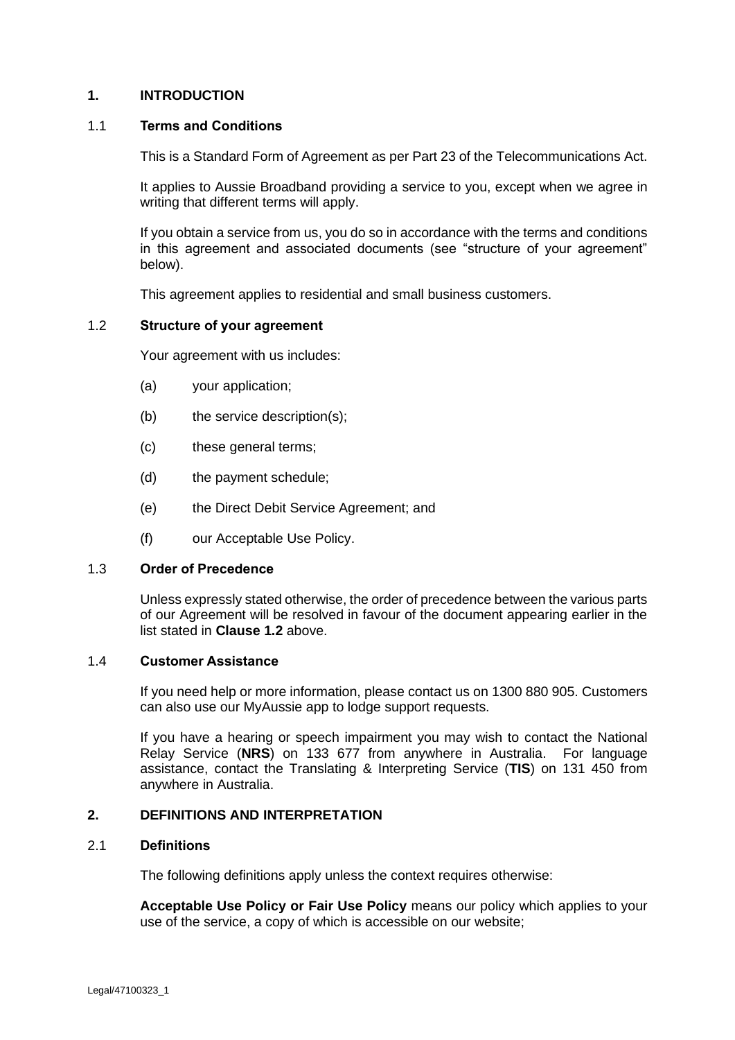## 1. INTRODUCTION

### 1.1 Terms and Conditions

This is a Standard Form of Agreement as per Part 23 of the Telecommunications Act.

It applies to Aussie Broadband providing a service to you, except when we agree in writing that different terms will apply.

If you obtain a service from us, you do so in accordance with the terms and conditions in this agreement and associated documents (see "structure of your agreement" below).

This agreement applies to residential and small business customers.

### 1.2 Structure of your agreement

Your agreement with us includes:

(a) your application;

(b) the service description(s);

(c) these general terms;

(d) the payment schedule;

(e) the Direct Debit Service Agreement; and

(f) our Acceptable Use Policy.

### 1.3 Order of Precedence

Unless expressly stated otherwise, the order of precedence between the various parts of our Agreement will be resolved in favour of the document appearing earlier in the list stated in **Clause 1.2** above.

### 1.4 Customer Assistance

If you need help or more information, please contact us on 1300 880 905. Customers can also use our MyAussie app to lodge support requests.

If you have a hearing or speech impairment you may wish to contact the National Relay Service (**NRS**) on 133 677 from anywhere in Australia. For language assistance, contact the Translating & Interpreting Service (**TIS**) on 131 450 from anywhere in Australia.

## 2. DEFINITIONS AND INTERPRETATION

### 2.1 Definitions

The following definitions apply unless the context requires otherwise:

**Acceptable Use Policy or Fair Use Policy** means our policy which applies to your use of the service, a copy of which is accessible on our website;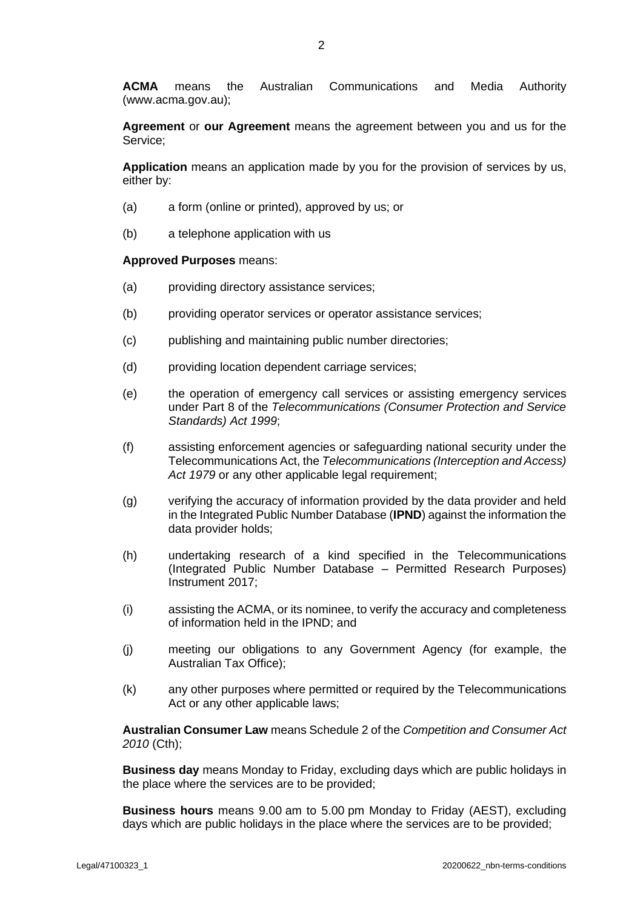**ACMA** means the Australian Communications and Media Authority (www.acma.gov.au);

**Agreement** or **our Agreement** means the agreement between you and us for the Service;

**Application** means an application made by you for the provision of services by us, either by:

(a) a form (online or printed), approved by us; or

(b) a telephone application with us

**Approved Purposes** means:

(a) providing directory assistance services;

(b) providing operator services or operator assistance services;

(c) publishing and maintaining public number directories;

(d) providing location dependent carriage services;

(e) the operation of emergency call services or assisting emergency services under Part 8 of the *Telecommunications (Consumer Protection and Service Standards) Act 1999*;

(f) assisting enforcement agencies or safeguarding national security under the Telecommunications Act, the *Telecommunications (Interception and Access) Act 1979* or any other applicable legal requirement;

(g) verifying the accuracy of information provided by the data provider and held in the Integrated Public Number Database (**IPND**) against the information the data provider holds;

(h) undertaking research of a kind specified in the Telecommunications (Integrated Public Number Database – Permitted Research Purposes) Instrument 2017;

(i) assisting the ACMA, or its nominee, to verify the accuracy and completeness of information held in the IPND; and

(j) meeting our obligations to any Government Agency (for example, the Australian Tax Office);

(k) any other purposes where permitted or required by the Telecommunications Act or any other applicable laws;

**Australian Consumer Law** means Schedule 2 of the *Competition and Consumer Act 2010* (Cth);

**Business day** means Monday to Friday, excluding days which are public holidays in the place where the services are to be provided;

**Business hours** means 9.00 am to 5.00 pm Monday to Friday (AEST), excluding days which are public holidays in the place where the services are to be provided;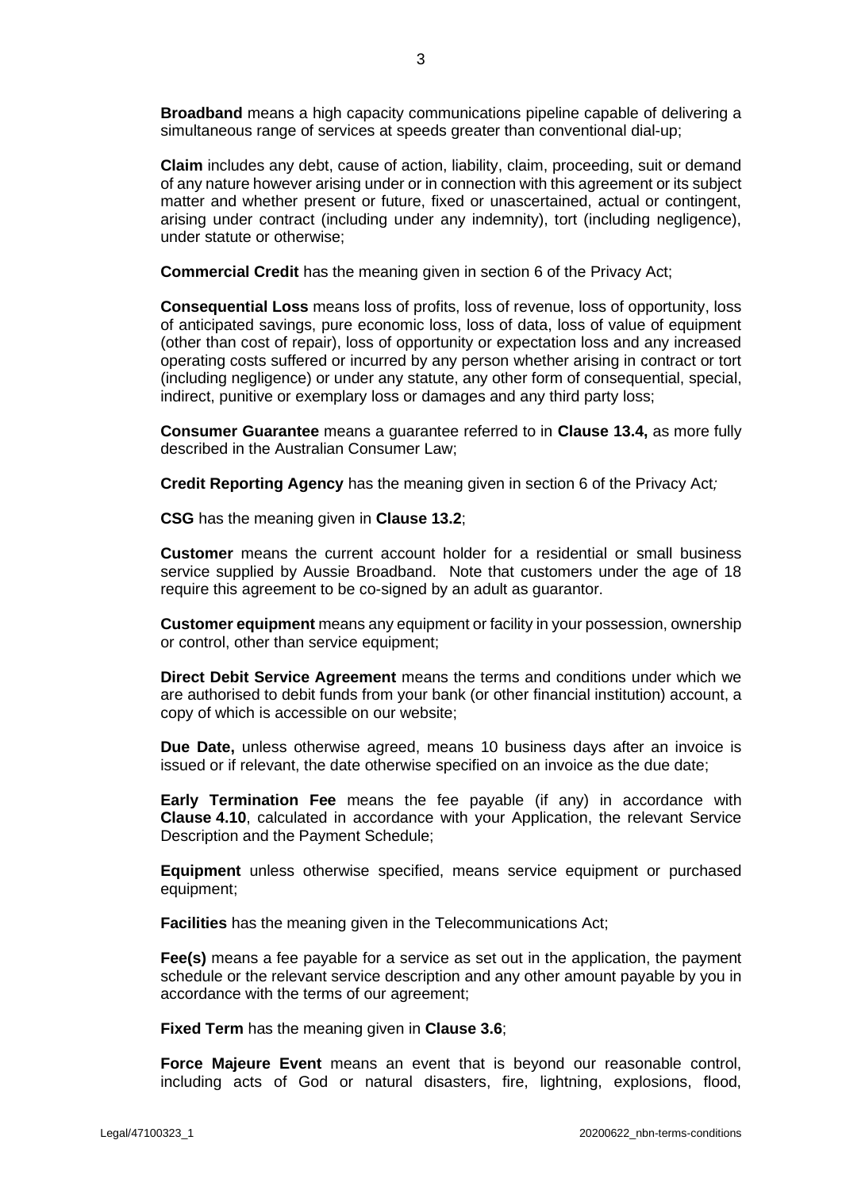**Broadband** means a high capacity communications pipeline capable of delivering a simultaneous range of services at speeds greater than conventional dial-up;

**Claim** includes any debt, cause of action, liability, claim, proceeding, suit or demand of any nature however arising under or in connection with this agreement or its subject matter and whether present or future, fixed or unascertained, actual or contingent, arising under contract (including under any indemnity), tort (including negligence), under statute or otherwise;

**Commercial Credit** has the meaning given in section 6 of the Privacy Act;

**Consequential Loss** means loss of profits, loss of revenue, loss of opportunity, loss of anticipated savings, pure economic loss, loss of data, loss of value of equipment (other than cost of repair), loss of opportunity or expectation loss and any increased operating costs suffered or incurred by any person whether arising in contract or tort (including negligence) or under any statute, any other form of consequential, special, indirect, punitive or exemplary loss or damages and any third party loss;

**Consumer Guarantee** means a guarantee referred to in **Clause 13.4,** as more fully described in the Australian Consumer Law;

**Credit Reporting Agency** has the meaning given in section 6 of the Privacy Act*;*

**CSG** has the meaning given in **Clause 13.2**;

**Customer** means the current account holder for a residential or small business service supplied by Aussie Broadband. Note that customers under the age of 18 require this agreement to be co-signed by an adult as guarantor.

**Customer equipment** means any equipment or facility in your possession, ownership or control, other than service equipment;

**Direct Debit Service Agreement** means the terms and conditions under which we are authorised to debit funds from your bank (or other financial institution) account, a copy of which is accessible on our website;

**Due Date,** unless otherwise agreed, means 10 business days after an invoice is issued or if relevant, the date otherwise specified on an invoice as the due date;

**Early Termination Fee** means the fee payable (if any) in accordance with **Clause 4.10**, calculated in accordance with your Application, the relevant Service Description and the Payment Schedule;

**Equipment** unless otherwise specified, means service equipment or purchased equipment;

**Facilities** has the meaning given in the Telecommunications Act;

**Fee(s)** means a fee payable for a service as set out in the application, the payment schedule or the relevant service description and any other amount payable by you in accordance with the terms of our agreement;

**Fixed Term** has the meaning given in **Clause 3.6**;

**Force Majeure Event** means an event that is beyond our reasonable control, including acts of God or natural disasters, fire, lightning, explosions, flood,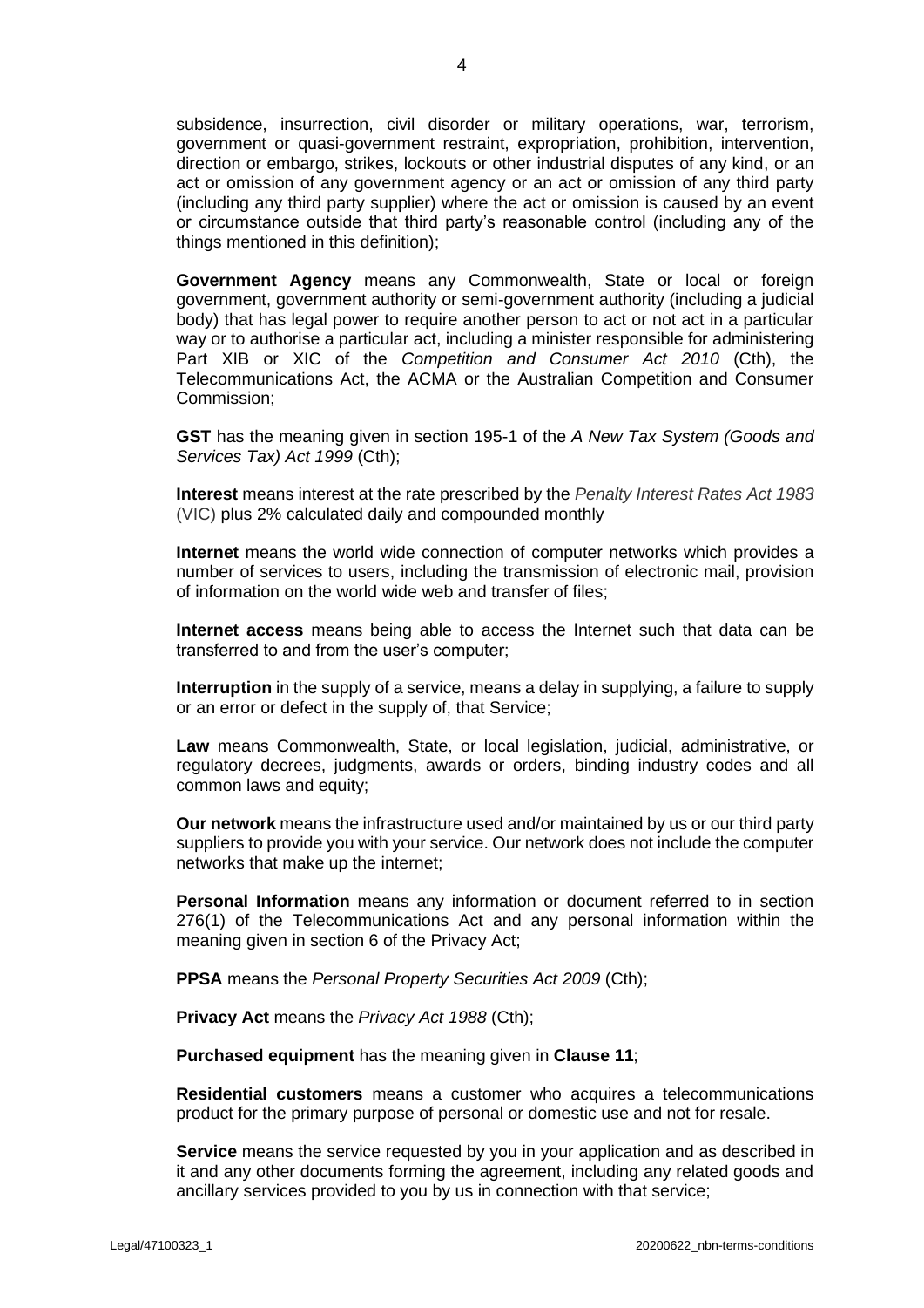subsidence, insurrection, civil disorder or military operations, war, terrorism, government or quasi-government restraint, expropriation, prohibition, intervention, direction or embargo, strikes, lockouts or other industrial disputes of any kind, or an act or omission of any government agency or an act or omission of any third party (including any third party supplier) where the act or omission is caused by an event or circumstance outside that third party's reasonable control (including any of the things mentioned in this definition);

**Government Agency** means any Commonwealth, State or local or foreign government, government authority or semi-government authority (including a judicial body) that has legal power to require another person to act or not act in a particular way or to authorise a particular act, including a minister responsible for administering Part XIB or XIC of the *Competition and Consumer Act 2010* (Cth), the Telecommunications Act, the ACMA or the Australian Competition and Consumer Commission;

**GST** has the meaning given in section 195-1 of the *A New Tax System (Goods and Services Tax) Act 1999* (Cth);

**Interest** means interest at the rate prescribed by the *Penalty Interest Rates Act 1983* (VIC) plus 2% calculated daily and compounded monthly

**Internet** means the world wide connection of computer networks which provides a number of services to users, including the transmission of electronic mail, provision of information on the world wide web and transfer of files;

**Internet access** means being able to access the Internet such that data can be transferred to and from the user's computer;

**Interruption** in the supply of a service, means a delay in supplying, a failure to supply or an error or defect in the supply of, that Service;

**Law** means Commonwealth, State, or local legislation, judicial, administrative, or regulatory decrees, judgments, awards or orders, binding industry codes and all common laws and equity;

**Our network** means the infrastructure used and/or maintained by us or our third party suppliers to provide you with your service. Our network does not include the computer networks that make up the internet;

**Personal Information** means any information or document referred to in section 276(1) of the Telecommunications Act and any personal information within the meaning given in section 6 of the Privacy Act;

**PPSA** means the *Personal Property Securities Act 2009* (Cth);

**Privacy Act** means the *Privacy Act 1988* (Cth);

**Purchased equipment** has the meaning given in **Clause 11**;

**Residential customers** means a customer who acquires a telecommunications product for the primary purpose of personal or domestic use and not for resale.

**Service** means the service requested by you in your application and as described in it and any other documents forming the agreement, including any related goods and ancillary services provided to you by us in connection with that service;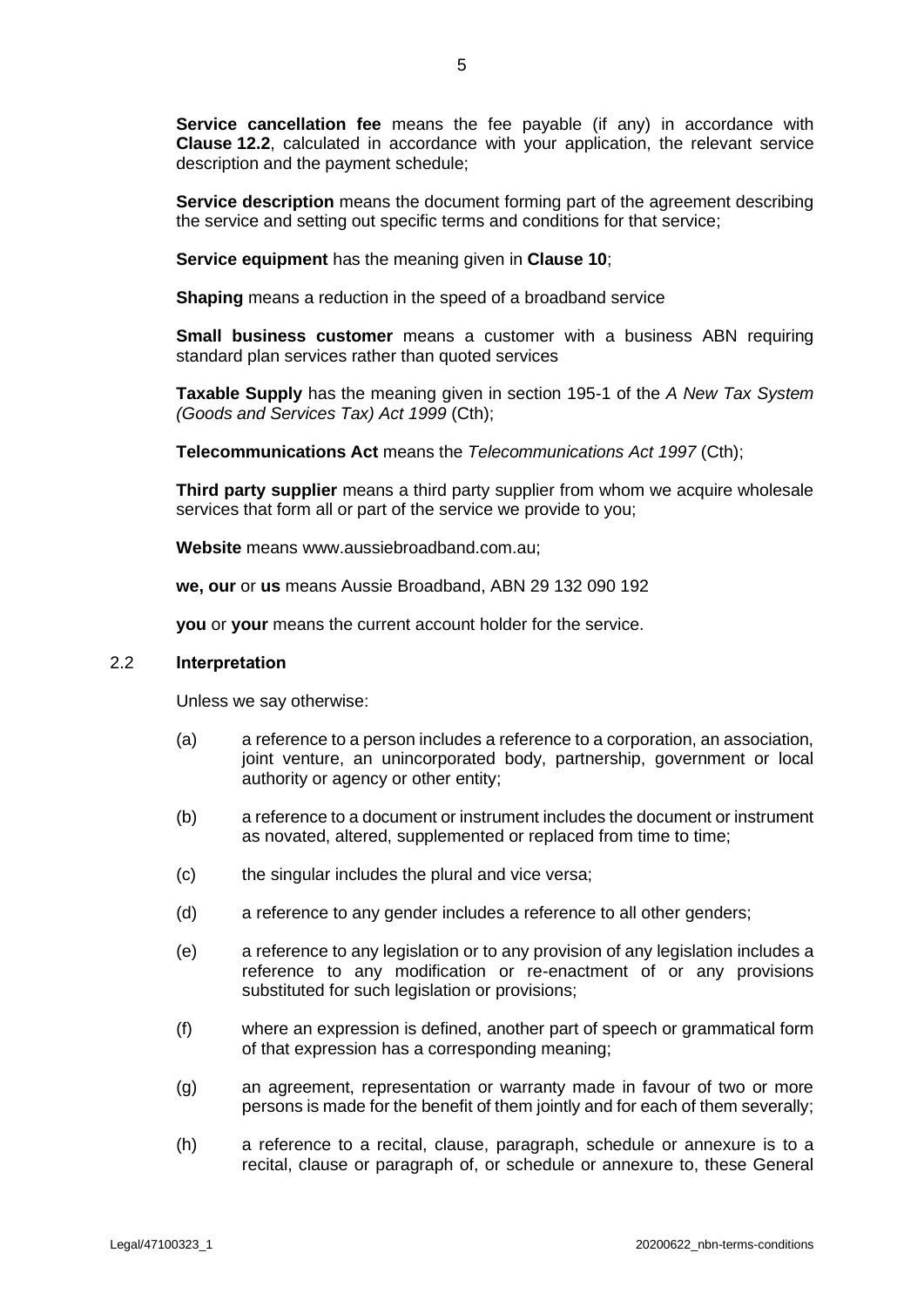**Service cancellation fee** means the fee payable (if any) in accordance with **Clause 12.2**, calculated in accordance with your application, the relevant service description and the payment schedule;

**Service description** means the document forming part of the agreement describing the service and setting out specific terms and conditions for that service;

**Service equipment** has the meaning given in **Clause 10**;

**Shaping** means a reduction in the speed of a broadband service

**Small business customer** means a customer with a business ABN requiring standard plan services rather than quoted services

**Taxable Supply** has the meaning given in section 195-1 of the *A New Tax System (Goods and Services Tax) Act 1999* (Cth);

**Telecommunications Act** means the *Telecommunications Act 1997* (Cth);

**Third party supplier** means a third party supplier from whom we acquire wholesale services that form all or part of the service we provide to you;

**Website** means www.aussiebroadband.com.au;

**we, our** or **us** means Aussie Broadband, ABN 29 132 090 192

**you** or **your** means the current account holder for the service.

### 2.2 Interpretation

Unless we say otherwise:

(a) a reference to a person includes a reference to a corporation, an association, joint venture, an unincorporated body, partnership, government or local authority or agency or other entity;

(b) a reference to a document or instrument includes the document or instrument as novated, altered, supplemented or replaced from time to time;

(c) the singular includes the plural and vice versa;

(d) a reference to any gender includes a reference to all other genders;

(e) a reference to any legislation or to any provision of any legislation includes a reference to any modification or re-enactment of or any provisions substituted for such legislation or provisions;

(f) where an expression is defined, another part of speech or grammatical form of that expression has a corresponding meaning;

(g) an agreement, representation or warranty made in favour of two or more persons is made for the benefit of them jointly and for each of them severally;

(h) a reference to a recital, clause, paragraph, schedule or annexure is to a recital, clause or paragraph of, or schedule or annexure to, these General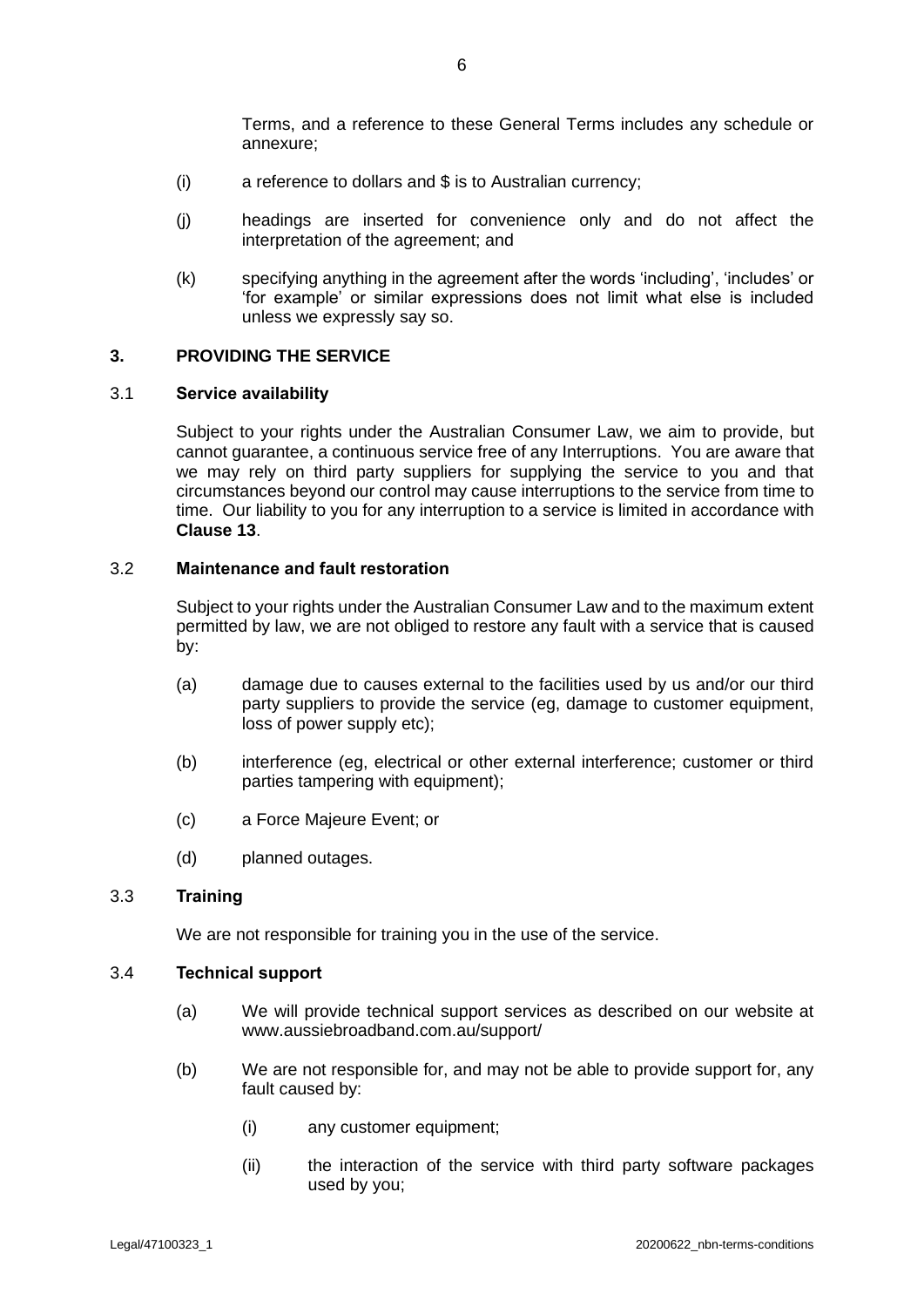Terms, and a reference to these General Terms includes any schedule or annexure;

(i) a reference to dollars and $ is to Australian currency;

(j) headings are inserted for convenience only and do not affect the interpretation of the agreement; and

(k) specifying anything in the agreement after the words 'including', 'includes' or 'for example' or similar expressions does not limit what else is included unless we expressly say so.

## 3. PROVIDING THE SERVICE

### 3.1 Service availability

Subject to your rights under the Australian Consumer Law, we aim to provide, but cannot guarantee, a continuous service free of any Interruptions. You are aware that we may rely on third party suppliers for supplying the service to you and that circumstances beyond our control may cause interruptions to the service from time to time. Our liability to you for any interruption to a service is limited in accordance with **Clause 13**.

### 3.2 Maintenance and fault restoration

Subject to your rights under the Australian Consumer Law and to the maximum extent permitted by law, we are not obliged to restore any fault with a service that is caused by:

(a) damage due to causes external to the facilities used by us and/or our third party suppliers to provide the service (eg, damage to customer equipment, loss of power supply etc);

(b) interference (eg, electrical or other external interference; customer or third parties tampering with equipment);

(c) a Force Majeure Event; or

(d) planned outages.

### 3.3 Training

We are not responsible for training you in the use of the service.

### 3.4 Technical support

(a) We will provide technical support services as described on our website at www.aussiebroadband.com.au/support/

(b) We are not responsible for, and may not be able to provide support for, any fault caused by:

(i) any customer equipment;

(ii) the interaction of the service with third party software packages used by you;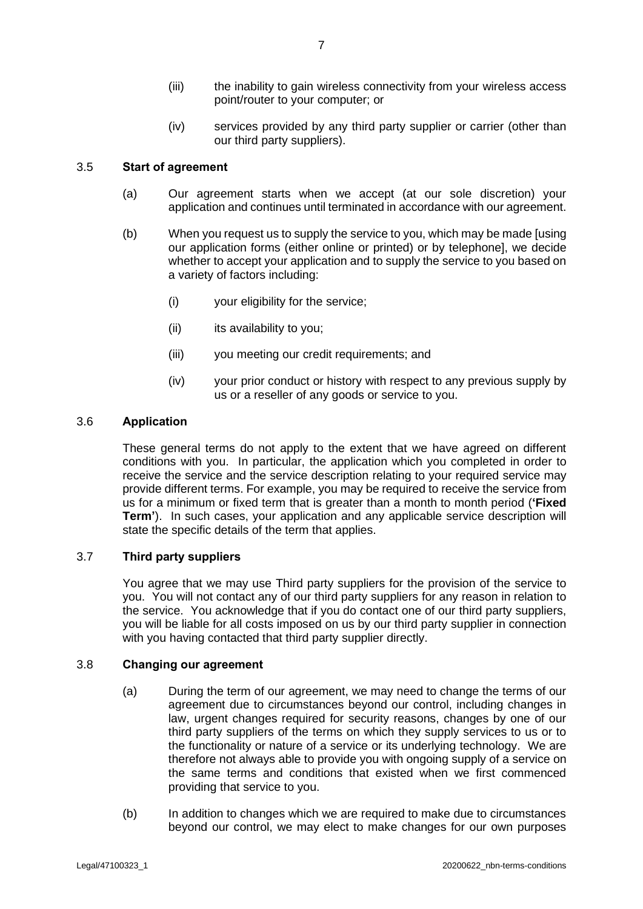(iii) the inability to gain wireless connectivity from your wireless access point/router to your computer; or

(iv) services provided by any third party supplier or carrier (other than our third party suppliers).

### 3.5 Start of agreement

(a) Our agreement starts when we accept (at our sole discretion) your application and continues until terminated in accordance with our agreement.

(b) When you request us to supply the service to you, which may be made [using our application forms (either online or printed) or by telephone], we decide whether to accept your application and to supply the service to you based on a variety of factors including:

(i) your eligibility for the service;

(ii) its availability to you;

(iii) you meeting our credit requirements; and

(iv) your prior conduct or history with respect to any previous supply by us or a reseller of any goods or service to you.

### 3.6 Application

These general terms do not apply to the extent that we have agreed on different conditions with you. In particular, the application which you completed in order to receive the service and the service description relating to your required service may provide different terms. For example, you may be required to receive the service from us for a minimum or fixed term that is greater than a month to month period (**'Fixed Term'**). In such cases, your application and any applicable service description will state the specific details of the term that applies.

### 3.7 Third party suppliers

You agree that we may use Third party suppliers for the provision of the service to you. You will not contact any of our third party suppliers for any reason in relation to the service. You acknowledge that if you do contact one of our third party suppliers, you will be liable for all costs imposed on us by our third party supplier in connection with you having contacted that third party supplier directly.

### 3.8 Changing our agreement

(a) During the term of our agreement, we may need to change the terms of our agreement due to circumstances beyond our control, including changes in law, urgent changes required for security reasons, changes by one of our third party suppliers of the terms on which they supply services to us or to the functionality or nature of a service or its underlying technology. We are therefore not always able to provide you with ongoing supply of a service on the same terms and conditions that existed when we first commenced providing that service to you.

(b) In addition to changes which we are required to make due to circumstances beyond our control, we may elect to make changes for our own purposes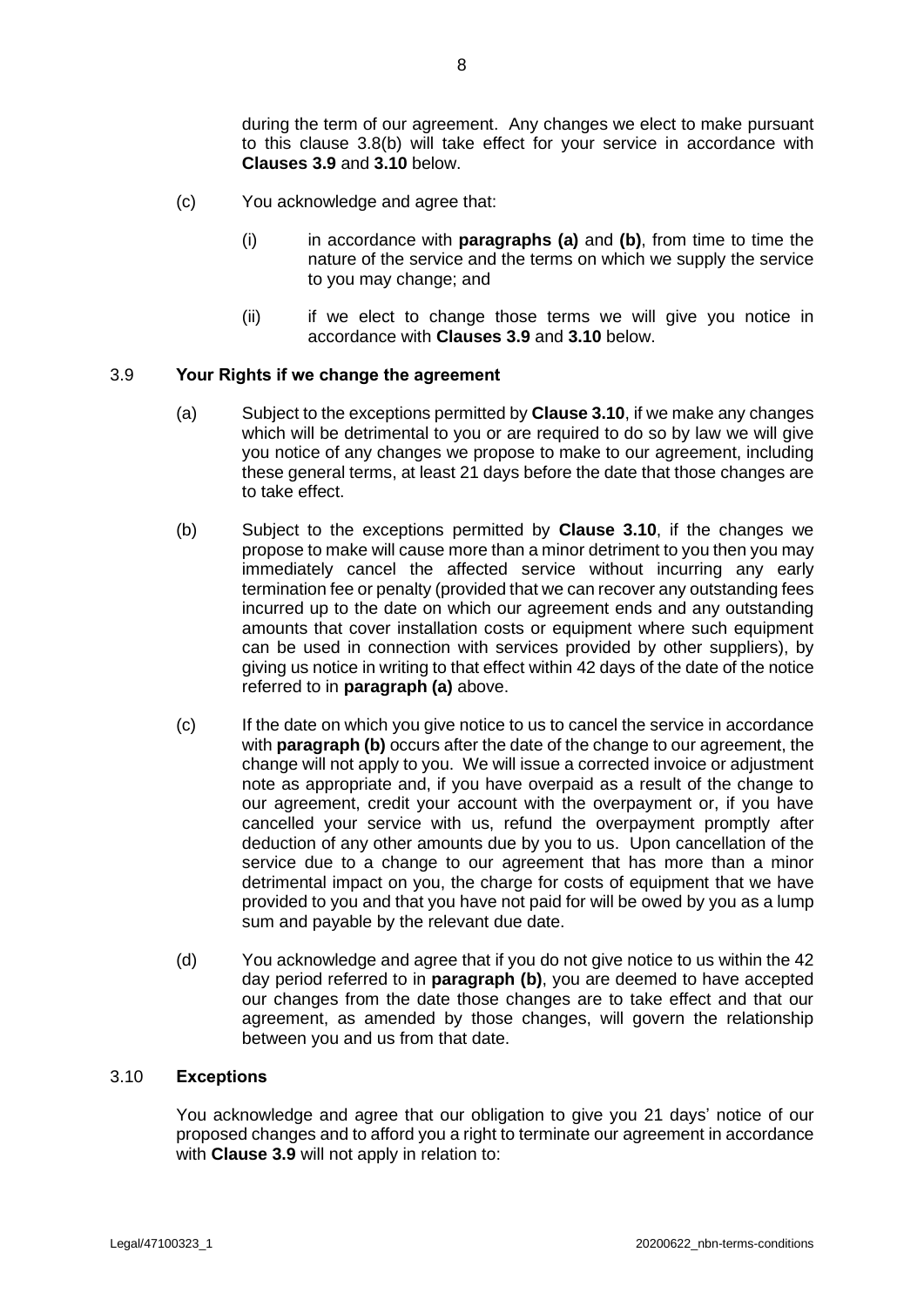during the term of our agreement. Any changes we elect to make pursuant to this clause 3.8(b) will take effect for your service in accordance with **Clauses 3.9** and **3.10** below.

(c) You acknowledge and agree that:

(i) in accordance with **paragraphs (a)** and **(b)**, from time to time the nature of the service and the terms on which we supply the service to you may change; and

(ii) if we elect to change those terms we will give you notice in accordance with **Clauses 3.9** and **3.10** below.

### 3.9 Your Rights if we change the agreement

(a) Subject to the exceptions permitted by **Clause 3.10**, if we make any changes which will be detrimental to you or are required to do so by law we will give you notice of any changes we propose to make to our agreement, including these general terms, at least 21 days before the date that those changes are to take effect.

(b) Subject to the exceptions permitted by **Clause 3.10**, if the changes we propose to make will cause more than a minor detriment to you then you may immediately cancel the affected service without incurring any early termination fee or penalty (provided that we can recover any outstanding fees incurred up to the date on which our agreement ends and any outstanding amounts that cover installation costs or equipment where such equipment can be used in connection with services provided by other suppliers), by giving us notice in writing to that effect within 42 days of the date of the notice referred to in **paragraph (a)** above.

(c) If the date on which you give notice to us to cancel the service in accordance with **paragraph (b)** occurs after the date of the change to our agreement, the change will not apply to you. We will issue a corrected invoice or adjustment note as appropriate and, if you have overpaid as a result of the change to our agreement, credit your account with the overpayment or, if you have cancelled your service with us, refund the overpayment promptly after deduction of any other amounts due by you to us. Upon cancellation of the service due to a change to our agreement that has more than a minor detrimental impact on you, the charge for costs of equipment that we have provided to you and that you have not paid for will be owed by you as a lump sum and payable by the relevant due date.

(d) You acknowledge and agree that if you do not give notice to us within the 42 day period referred to in **paragraph (b)**, you are deemed to have accepted our changes from the date those changes are to take effect and that our agreement, as amended by those changes, will govern the relationship between you and us from that date.

### 3.10 Exceptions

You acknowledge and agree that our obligation to give you 21 days' notice of our proposed changes and to afford you a right to terminate our agreement in accordance with **Clause 3.9** will not apply in relation to: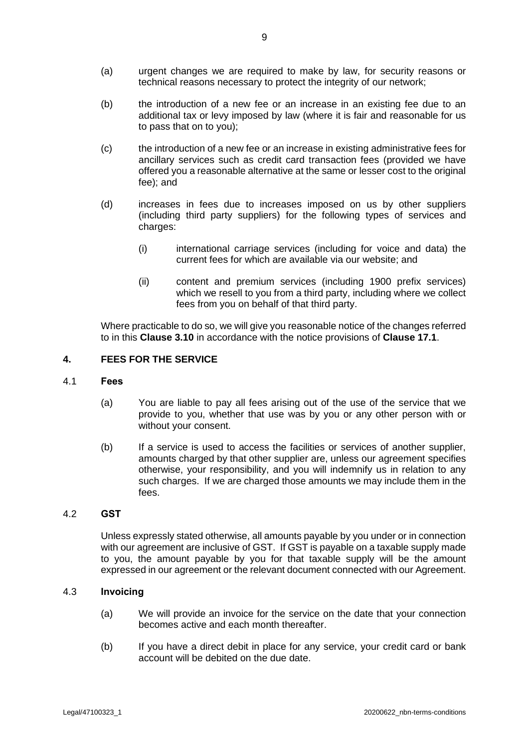(a) urgent changes we are required to make by law, for security reasons or technical reasons necessary to protect the integrity of our network;

(b) the introduction of a new fee or an increase in an existing fee due to an additional tax or levy imposed by law (where it is fair and reasonable for us to pass that on to you);

(c) the introduction of a new fee or an increase in existing administrative fees for ancillary services such as credit card transaction fees (provided we have offered you a reasonable alternative at the same or lesser cost to the original fee); and

(d) increases in fees due to increases imposed on us by other suppliers (including third party suppliers) for the following types of services and charges:

  (i) international carriage services (including for voice and data) the current fees for which are available via our website; and

  (ii) content and premium services (including 1900 prefix services) which we resell to you from a third party, including where we collect fees from you on behalf of that third party.

Where practicable to do so, we will give you reasonable notice of the changes referred to in this **Clause 3.10** in accordance with the notice provisions of **Clause 17.1**.

## 4. FEES FOR THE SERVICE

### 4.1 Fees

(a) You are liable to pay all fees arising out of the use of the service that we provide to you, whether that use was by you or any other person with or without your consent.

(b) If a service is used to access the facilities or services of another supplier, amounts charged by that other supplier are, unless our agreement specifies otherwise, your responsibility, and you will indemnify us in relation to any such charges. If we are charged those amounts we may include them in the fees.

### 4.2 GST

Unless expressly stated otherwise, all amounts payable by you under or in connection with our agreement are inclusive of GST. If GST is payable on a taxable supply made to you, the amount payable by you for that taxable supply will be the amount expressed in our agreement or the relevant document connected with our Agreement.

### 4.3 Invoicing

(a) We will provide an invoice for the service on the date that your connection becomes active and each month thereafter.

(b) If you have a direct debit in place for any service, your credit card or bank account will be debited on the due date.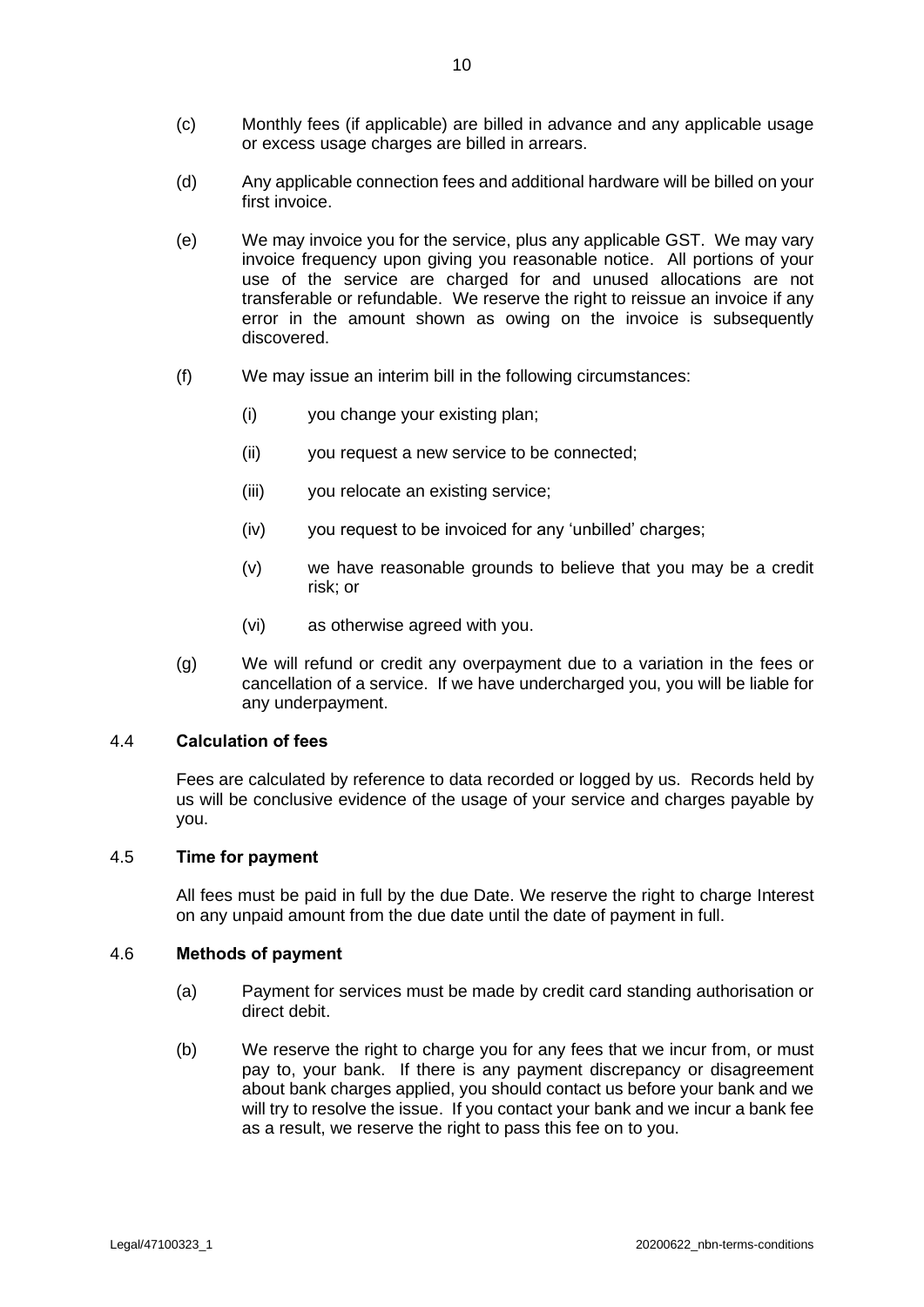(c) Monthly fees (if applicable) are billed in advance and any applicable usage or excess usage charges are billed in arrears.

(d) Any applicable connection fees and additional hardware will be billed on your first invoice.

(e) We may invoice you for the service, plus any applicable GST. We may vary invoice frequency upon giving you reasonable notice. All portions of your use of the service are charged for and unused allocations are not transferable or refundable. We reserve the right to reissue an invoice if any error in the amount shown as owing on the invoice is subsequently discovered.

(f) We may issue an interim bill in the following circumstances:

   (i) you change your existing plan;

   (ii) you request a new service to be connected;

   (iii) you relocate an existing service;

   (iv) you request to be invoiced for any 'unbilled' charges;

   (v) we have reasonable grounds to believe that you may be a credit risk; or

   (vi) as otherwise agreed with you.

(g) We will refund or credit any overpayment due to a variation in the fees or cancellation of a service. If we have undercharged you, you will be liable for any underpayment.

### 4.4 Calculation of fees

Fees are calculated by reference to data recorded or logged by us. Records held by us will be conclusive evidence of the usage of your service and charges payable by you.

### 4.5 Time for payment

All fees must be paid in full by the due Date. We reserve the right to charge Interest on any unpaid amount from the due date until the date of payment in full.

### 4.6 Methods of payment

(a) Payment for services must be made by credit card standing authorisation or direct debit.

(b) We reserve the right to charge you for any fees that we incur from, or must pay to, your bank. If there is any payment discrepancy or disagreement about bank charges applied, you should contact us before your bank and we will try to resolve the issue. If you contact your bank and we incur a bank fee as a result, we reserve the right to pass this fee on to you.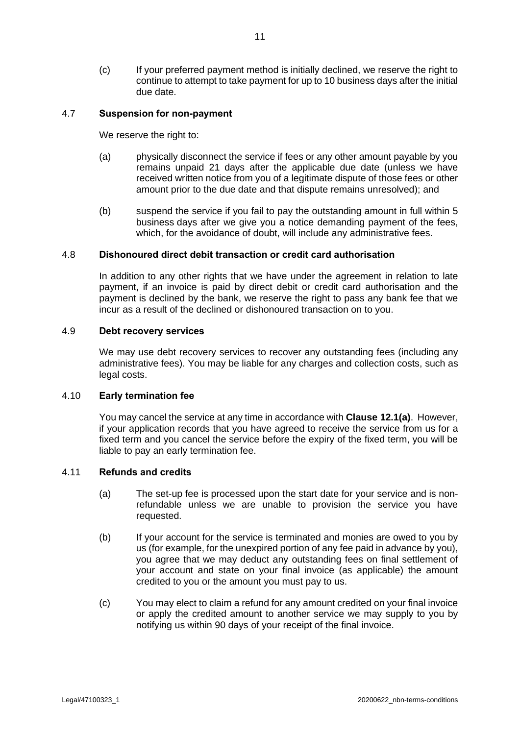(c) If your preferred payment method is initially declined, we reserve the right to continue to attempt to take payment for up to 10 business days after the initial due date.

### 4.7 Suspension for non-payment

We reserve the right to:

(a) physically disconnect the service if fees or any other amount payable by you remains unpaid 21 days after the applicable due date (unless we have received written notice from you of a legitimate dispute of those fees or other amount prior to the due date and that dispute remains unresolved); and

(b) suspend the service if you fail to pay the outstanding amount in full within 5 business days after we give you a notice demanding payment of the fees, which, for the avoidance of doubt, will include any administrative fees.

### 4.8 Dishonoured direct debit transaction or credit card authorisation

In addition to any other rights that we have under the agreement in relation to late payment, if an invoice is paid by direct debit or credit card authorisation and the payment is declined by the bank, we reserve the right to pass any bank fee that we incur as a result of the declined or dishonoured transaction on to you.

### 4.9 Debt recovery services

We may use debt recovery services to recover any outstanding fees (including any administrative fees). You may be liable for any charges and collection costs, such as legal costs.

### 4.10 Early termination fee

You may cancel the service at any time in accordance with **Clause 12.1(a)**. However, if your application records that you have agreed to receive the service from us for a fixed term and you cancel the service before the expiry of the fixed term, you will be liable to pay an early termination fee.

### 4.11 Refunds and credits

(a) The set-up fee is processed upon the start date for your service and is non-refundable unless we are unable to provision the service you have requested.

(b) If your account for the service is terminated and monies are owed to you by us (for example, for the unexpired portion of any fee paid in advance by you), you agree that we may deduct any outstanding fees on final settlement of your account and state on your final invoice (as applicable) the amount credited to you or the amount you must pay to us.

(c) You may elect to claim a refund for any amount credited on your final invoice or apply the credited amount to another service we may supply to you by notifying us within 90 days of your receipt of the final invoice.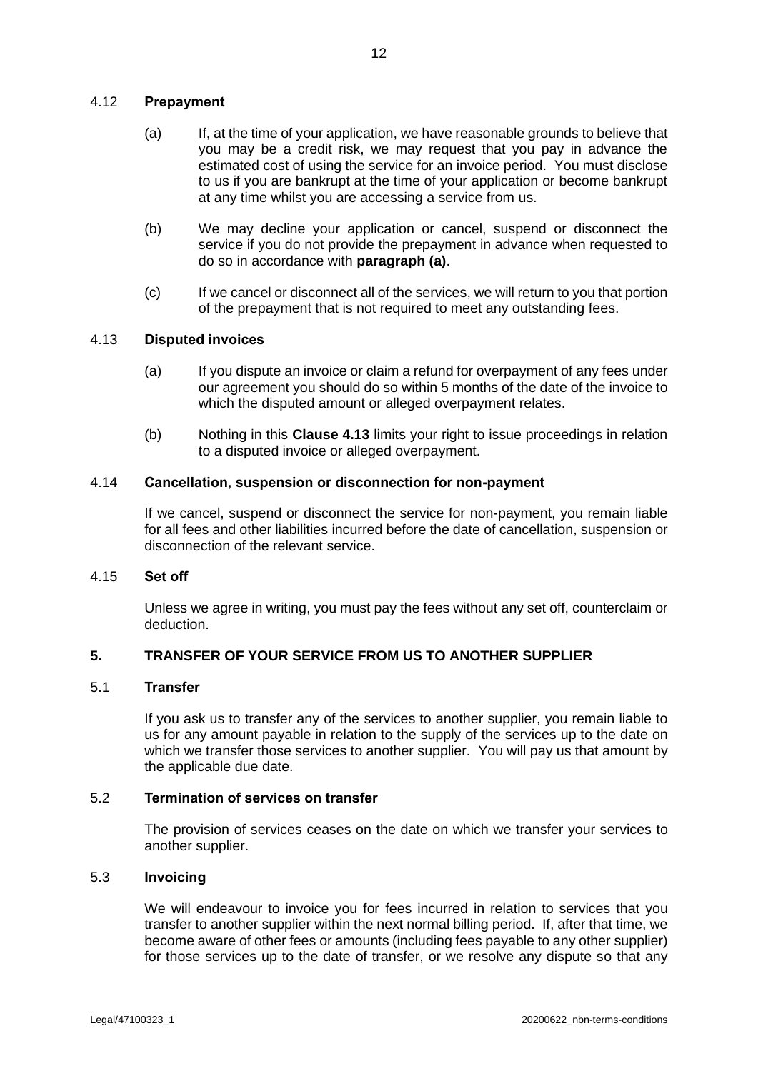### 4.12 **Prepayment**

(a) If, at the time of your application, we have reasonable grounds to believe that you may be a credit risk, we may request that you pay in advance the estimated cost of using the service for an invoice period. You must disclose to us if you are bankrupt at the time of your application or become bankrupt at any time whilst you are accessing a service from us.

(b) We may decline your application or cancel, suspend or disconnect the service if you do not provide the prepayment in advance when requested to do so in accordance with **paragraph (a)**.

(c) If we cancel or disconnect all of the services, we will return to you that portion of the prepayment that is not required to meet any outstanding fees.

### 4.13 **Disputed invoices**

(a) If you dispute an invoice or claim a refund for overpayment of any fees under our agreement you should do so within 5 months of the date of the invoice to which the disputed amount or alleged overpayment relates.

(b) Nothing in this **Clause 4.13** limits your right to issue proceedings in relation to a disputed invoice or alleged overpayment.

### 4.14 **Cancellation, suspension or disconnection for non-payment**

If we cancel, suspend or disconnect the service for non-payment, you remain liable for all fees and other liabilities incurred before the date of cancellation, suspension or disconnection of the relevant service.

### 4.15 **Set off**

Unless we agree in writing, you must pay the fees without any set off, counterclaim or deduction.

## 5. TRANSFER OF YOUR SERVICE FROM US TO ANOTHER SUPPLIER

### 5.1 **Transfer**

If you ask us to transfer any of the services to another supplier, you remain liable to us for any amount payable in relation to the supply of the services up to the date on which we transfer those services to another supplier. You will pay us that amount by the applicable due date.

### 5.2 **Termination of services on transfer**

The provision of services ceases on the date on which we transfer your services to another supplier.

### 5.3 **Invoicing**

We will endeavour to invoice you for fees incurred in relation to services that you transfer to another supplier within the next normal billing period. If, after that time, we become aware of other fees or amounts (including fees payable to any other supplier) for those services up to the date of transfer, or we resolve any dispute so that any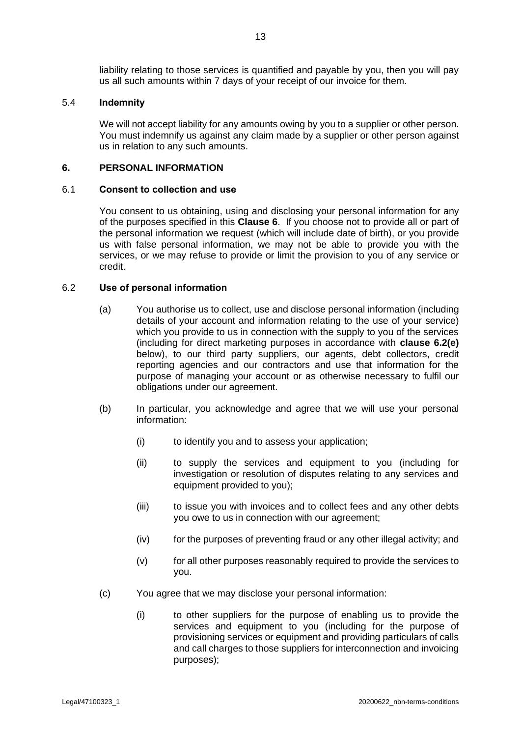liability relating to those services is quantified and payable by you, then you will pay us all such amounts within 7 days of your receipt of our invoice for them.

### 5.4 Indemnity

We will not accept liability for any amounts owing by you to a supplier or other person. You must indemnify us against any claim made by a supplier or other person against us in relation to any such amounts.

## 6. PERSONAL INFORMATION

### 6.1 Consent to collection and use

You consent to us obtaining, using and disclosing your personal information for any of the purposes specified in this **Clause 6**. If you choose not to provide all or part of the personal information we request (which will include date of birth), or you provide us with false personal information, we may not be able to provide you with the services, or we may refuse to provide or limit the provision to you of any service or credit.

### 6.2 Use of personal information

(a) You authorise us to collect, use and disclose personal information (including details of your account and information relating to the use of your service) which you provide to us in connection with the supply to you of the services (including for direct marketing purposes in accordance with **clause 6.2(e)** below), to our third party suppliers, our agents, debt collectors, credit reporting agencies and our contractors and use that information for the purpose of managing your account or as otherwise necessary to fulfil our obligations under our agreement.

(b) In particular, you acknowledge and agree that we will use your personal information:

(i) to identify you and to assess your application;

(ii) to supply the services and equipment to you (including for investigation or resolution of disputes relating to any services and equipment provided to you);

(iii) to issue you with invoices and to collect fees and any other debts you owe to us in connection with our agreement;

(iv) for the purposes of preventing fraud or any other illegal activity; and

(v) for all other purposes reasonably required to provide the services to you.

(c) You agree that we may disclose your personal information:

(i) to other suppliers for the purpose of enabling us to provide the services and equipment to you (including for the purpose of provisioning services or equipment and providing particulars of calls and call charges to those suppliers for interconnection and invoicing purposes);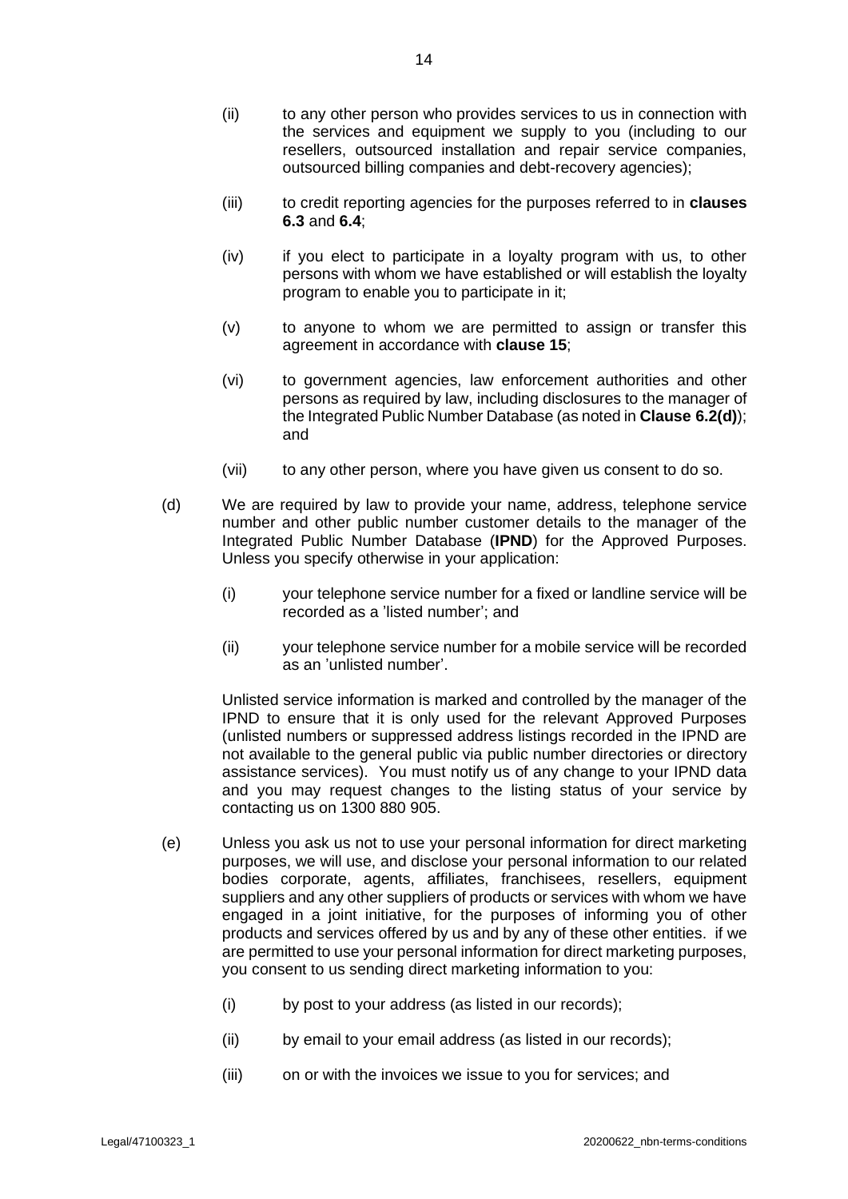(ii) to any other person who provides services to us in connection with the services and equipment we supply to you (including to our resellers, outsourced installation and repair service companies, outsourced billing companies and debt-recovery agencies);

(iii) to credit reporting agencies for the purposes referred to in **clauses 6.3** and **6.4**;

(iv) if you elect to participate in a loyalty program with us, to other persons with whom we have established or will establish the loyalty program to enable you to participate in it;

(v) to anyone to whom we are permitted to assign or transfer this agreement in accordance with **clause 15**;

(vi) to government agencies, law enforcement authorities and other persons as required by law, including disclosures to the manager of the Integrated Public Number Database (as noted in **Clause 6.2(d)**); and

(vii) to any other person, where you have given us consent to do so.

(d) We are required by law to provide your name, address, telephone service number and other public number customer details to the manager of the Integrated Public Number Database (**IPND**) for the Approved Purposes. Unless you specify otherwise in your application:

(i) your telephone service number for a fixed or landline service will be recorded as a 'listed number'; and

(ii) your telephone service number for a mobile service will be recorded as an 'unlisted number'.

Unlisted service information is marked and controlled by the manager of the IPND to ensure that it is only used for the relevant Approved Purposes (unlisted numbers or suppressed address listings recorded in the IPND are not available to the general public via public number directories or directory assistance services). You must notify us of any change to your IPND data and you may request changes to the listing status of your service by contacting us on 1300 880 905.

(e) Unless you ask us not to use your personal information for direct marketing purposes, we will use, and disclose your personal information to our related bodies corporate, agents, affiliates, franchisees, resellers, equipment suppliers and any other suppliers of products or services with whom we have engaged in a joint initiative, for the purposes of informing you of other products and services offered by us and by any of these other entities. if we are permitted to use your personal information for direct marketing purposes, you consent to us sending direct marketing information to you:

(i) by post to your address (as listed in our records);

(ii) by email to your email address (as listed in our records);

(iii) on or with the invoices we issue to you for services; and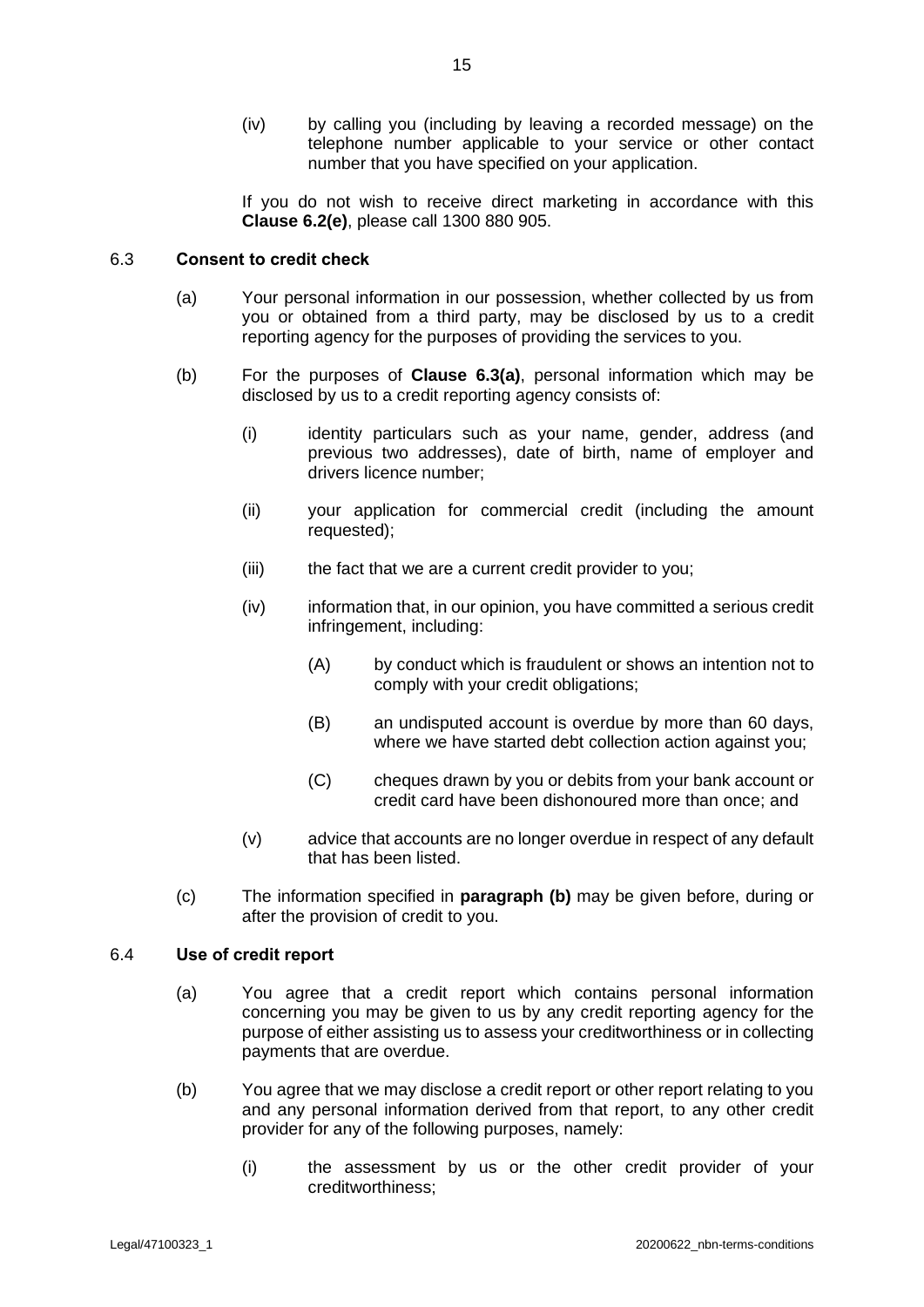(iv) by calling you (including by leaving a recorded message) on the telephone number applicable to your service or other contact number that you have specified on your application.

If you do not wish to receive direct marketing in accordance with this **Clause 6.2(e)**, please call 1300 880 905.

6.3 **Consent to credit check**

(a) Your personal information in our possession, whether collected by us from you or obtained from a third party, may be disclosed by us to a credit reporting agency for the purposes of providing the services to you.

(b) For the purposes of **Clause 6.3(a)**, personal information which may be disclosed by us to a credit reporting agency consists of:

(i) identity particulars such as your name, gender, address (and previous two addresses), date of birth, name of employer and drivers licence number;

(ii) your application for commercial credit (including the amount requested);

(iii) the fact that we are a current credit provider to you;

(iv) information that, in our opinion, you have committed a serious credit infringement, including:

(A) by conduct which is fraudulent or shows an intention not to comply with your credit obligations;

(B) an undisputed account is overdue by more than 60 days, where we have started debt collection action against you;

(C) cheques drawn by you or debits from your bank account or credit card have been dishonoured more than once; and

(v) advice that accounts are no longer overdue in respect of any default that has been listed.

(c) The information specified in **paragraph (b)** may be given before, during or after the provision of credit to you.

6.4 **Use of credit report**

(a) You agree that a credit report which contains personal information concerning you may be given to us by any credit reporting agency for the purpose of either assisting us to assess your creditworthiness or in collecting payments that are overdue.

(b) You agree that we may disclose a credit report or other report relating to you and any personal information derived from that report, to any other credit provider for any of the following purposes, namely:

(i) the assessment by us or the other credit provider of your creditworthiness;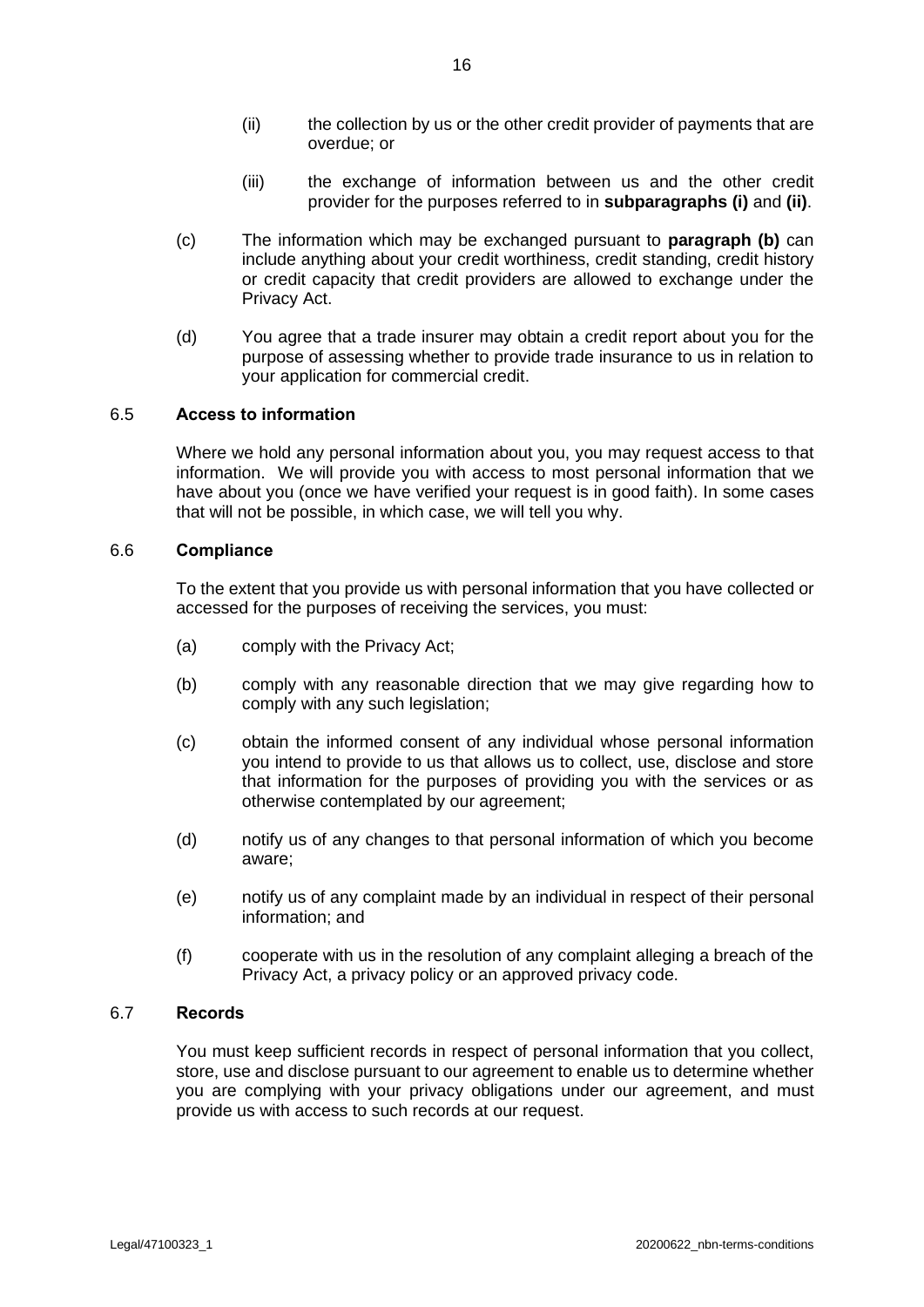(ii) the collection by us or the other credit provider of payments that are overdue; or

(iii) the exchange of information between us and the other credit provider for the purposes referred to in **subparagraphs (i)** and **(ii)**.

(c) The information which may be exchanged pursuant to **paragraph (b)** can include anything about your credit worthiness, credit standing, credit history or credit capacity that credit providers are allowed to exchange under the Privacy Act.

(d) You agree that a trade insurer may obtain a credit report about you for the purpose of assessing whether to provide trade insurance to us in relation to your application for commercial credit.

### 6.5 Access to information

Where we hold any personal information about you, you may request access to that information. We will provide you with access to most personal information that we have about you (once we have verified your request is in good faith). In some cases that will not be possible, in which case, we will tell you why.

### 6.6 Compliance

To the extent that you provide us with personal information that you have collected or accessed for the purposes of receiving the services, you must:

(a) comply with the Privacy Act;

(b) comply with any reasonable direction that we may give regarding how to comply with any such legislation;

(c) obtain the informed consent of any individual whose personal information you intend to provide to us that allows us to collect, use, disclose and store that information for the purposes of providing you with the services or as otherwise contemplated by our agreement;

(d) notify us of any changes to that personal information of which you become aware;

(e) notify us of any complaint made by an individual in respect of their personal information; and

(f) cooperate with us in the resolution of any complaint alleging a breach of the Privacy Act, a privacy policy or an approved privacy code.

### 6.7 Records

You must keep sufficient records in respect of personal information that you collect, store, use and disclose pursuant to our agreement to enable us to determine whether you are complying with your privacy obligations under our agreement, and must provide us with access to such records at our request.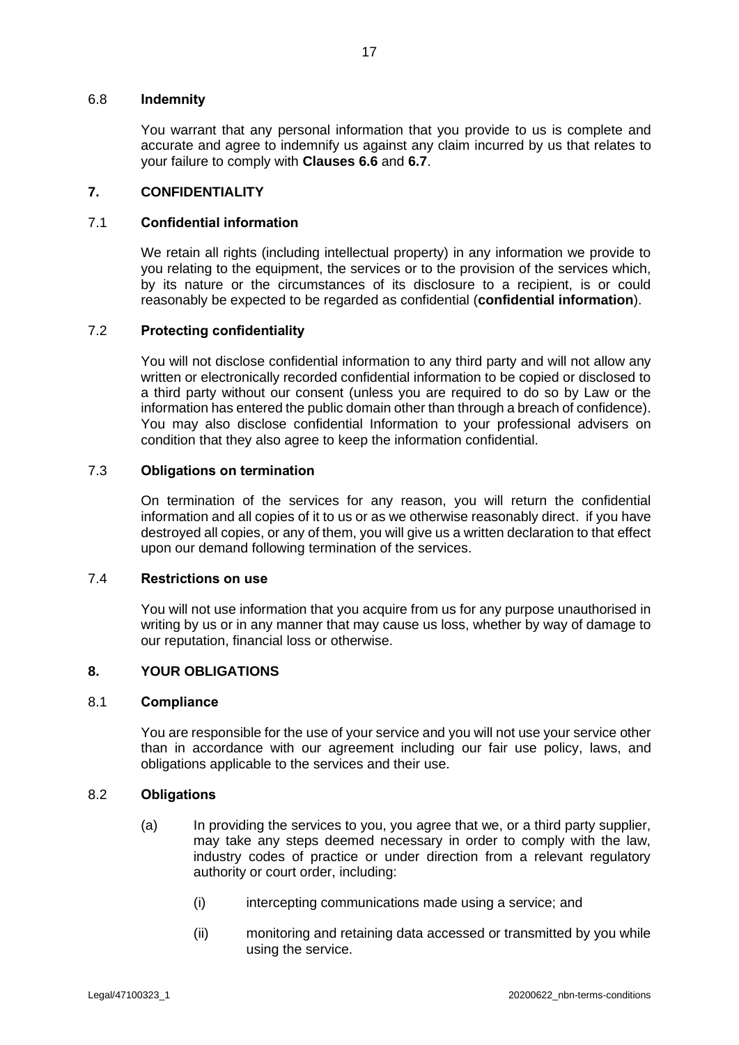### 6.8 **Indemnity**

You warrant that any personal information that you provide to us is complete and accurate and agree to indemnify us against any claim incurred by us that relates to your failure to comply with **Clauses 6.6** and **6.7**.

## **7. CONFIDENTIALITY**

### 7.1 **Confidential information**

We retain all rights (including intellectual property) in any information we provide to you relating to the equipment, the services or to the provision of the services which, by its nature or the circumstances of its disclosure to a recipient, is or could reasonably be expected to be regarded as confidential (**confidential information**).

### 7.2 **Protecting confidentiality**

You will not disclose confidential information to any third party and will not allow any written or electronically recorded confidential information to be copied or disclosed to a third party without our consent (unless you are required to do so by Law or the information has entered the public domain other than through a breach of confidence). You may also disclose confidential Information to your professional advisers on condition that they also agree to keep the information confidential.

### 7.3 **Obligations on termination**

On termination of the services for any reason, you will return the confidential information and all copies of it to us or as we otherwise reasonably direct. if you have destroyed all copies, or any of them, you will give us a written declaration to that effect upon our demand following termination of the services.

### 7.4 **Restrictions on use**

You will not use information that you acquire from us for any purpose unauthorised in writing by us or in any manner that may cause us loss, whether by way of damage to our reputation, financial loss or otherwise.

## **8. YOUR OBLIGATIONS**

### 8.1 **Compliance**

You are responsible for the use of your service and you will not use your service other than in accordance with our agreement including our fair use policy, laws, and obligations applicable to the services and their use.

### 8.2 **Obligations**

(a) In providing the services to you, you agree that we, or a third party supplier, may take any steps deemed necessary in order to comply with the law, industry codes of practice or under direction from a relevant regulatory authority or court order, including:

(i) intercepting communications made using a service; and

(ii) monitoring and retaining data accessed or transmitted by you while using the service.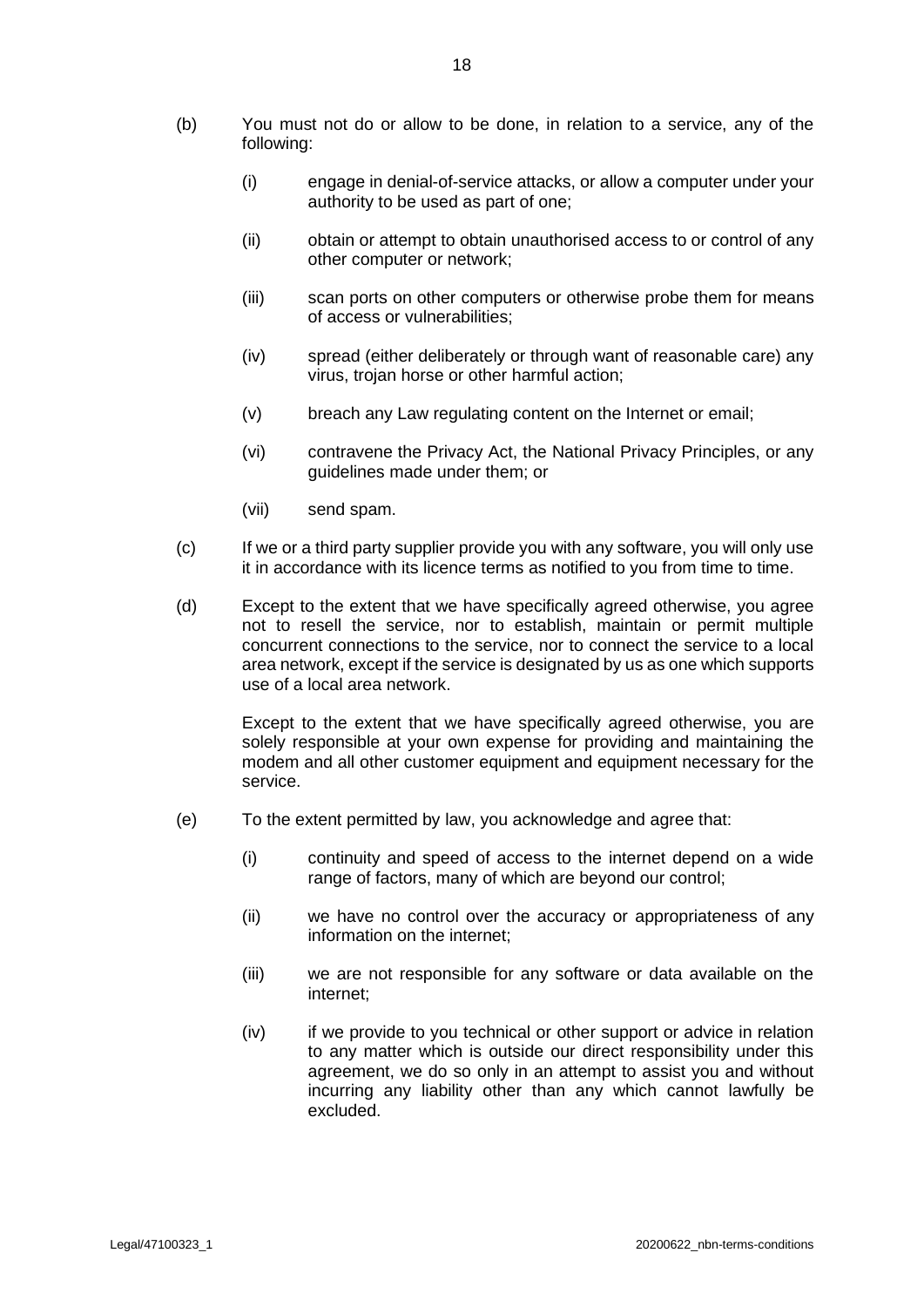(b) You must not do or allow to be done, in relation to a service, any of the following:

  (i) engage in denial-of-service attacks, or allow a computer under your authority to be used as part of one;

  (ii) obtain or attempt to obtain unauthorised access to or control of any other computer or network;

  (iii) scan ports on other computers or otherwise probe them for means of access or vulnerabilities;

  (iv) spread (either deliberately or through want of reasonable care) any virus, trojan horse or other harmful action;

  (v) breach any Law regulating content on the Internet or email;

  (vi) contravene the Privacy Act, the National Privacy Principles, or any guidelines made under them; or

  (vii) send spam.

(c) If we or a third party supplier provide you with any software, you will only use it in accordance with its licence terms as notified to you from time to time.

(d) Except to the extent that we have specifically agreed otherwise, you agree not to resell the service, nor to establish, maintain or permit multiple concurrent connections to the service, nor to connect the service to a local area network, except if the service is designated by us as one which supports use of a local area network.

  Except to the extent that we have specifically agreed otherwise, you are solely responsible at your own expense for providing and maintaining the modem and all other customer equipment and equipment necessary for the service.

(e) To the extent permitted by law, you acknowledge and agree that:

  (i) continuity and speed of access to the internet depend on a wide range of factors, many of which are beyond our control;

  (ii) we have no control over the accuracy or appropriateness of any information on the internet;

  (iii) we are not responsible for any software or data available on the internet;

  (iv) if we provide to you technical or other support or advice in relation to any matter which is outside our direct responsibility under this agreement, we do so only in an attempt to assist you and without incurring any liability other than any which cannot lawfully be excluded.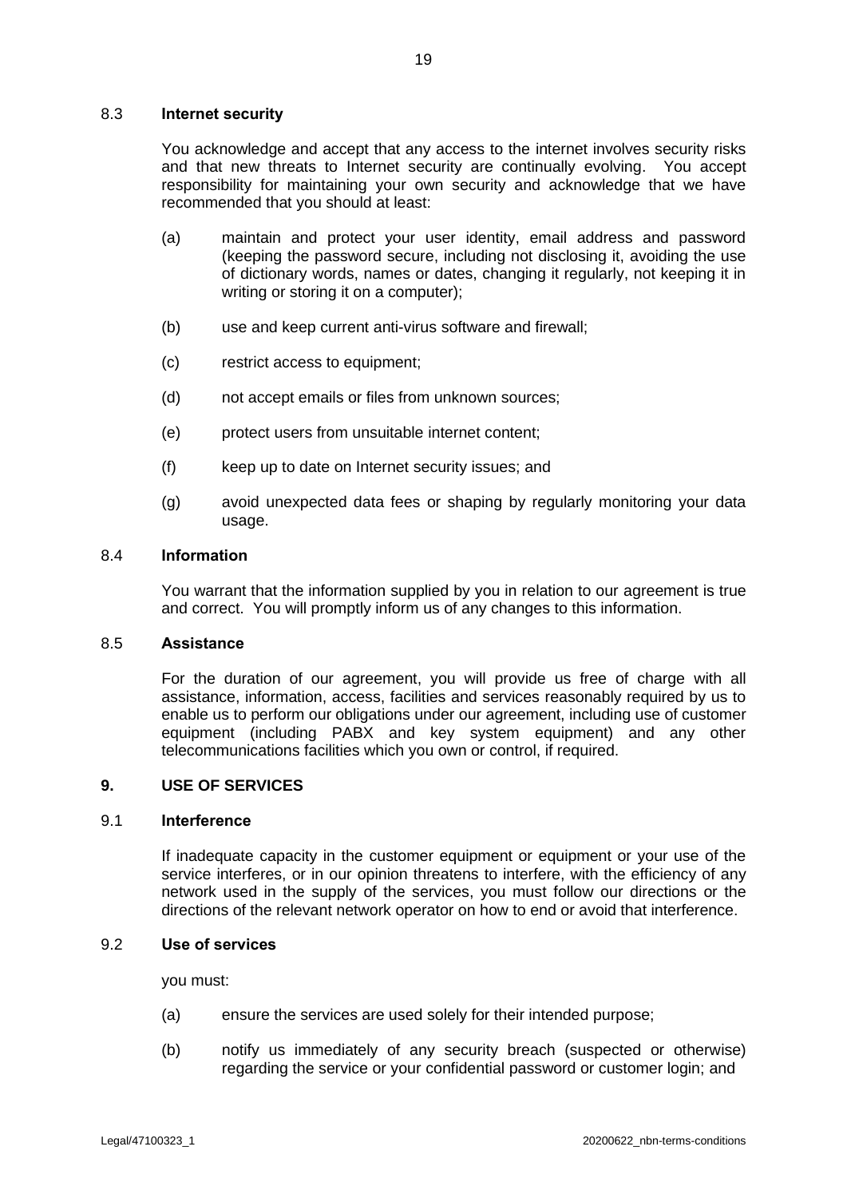### 8.3 **Internet security**

You acknowledge and accept that any access to the internet involves security risks and that new threats to Internet security are continually evolving. You accept responsibility for maintaining your own security and acknowledge that we have recommended that you should at least:

(a) maintain and protect your user identity, email address and password (keeping the password secure, including not disclosing it, avoiding the use of dictionary words, names or dates, changing it regularly, not keeping it in writing or storing it on a computer);

(b) use and keep current anti-virus software and firewall;

(c) restrict access to equipment;

(d) not accept emails or files from unknown sources;

(e) protect users from unsuitable internet content;

(f) keep up to date on Internet security issues; and

(g) avoid unexpected data fees or shaping by regularly monitoring your data usage.

### 8.4 **Information**

You warrant that the information supplied by you in relation to our agreement is true and correct. You will promptly inform us of any changes to this information.

### 8.5 **Assistance**

For the duration of our agreement, you will provide us free of charge with all assistance, information, access, facilities and services reasonably required by us to enable us to perform our obligations under our agreement, including use of customer equipment (including PABX and key system equipment) and any other telecommunications facilities which you own or control, if required.

## 9. **USE OF SERVICES**

### 9.1 **Interference**

If inadequate capacity in the customer equipment or equipment or your use of the service interferes, or in our opinion threatens to interfere, with the efficiency of any network used in the supply of the services, you must follow our directions or the directions of the relevant network operator on how to end or avoid that interference.

### 9.2 **Use of services**

you must:

(a) ensure the services are used solely for their intended purpose;

(b) notify us immediately of any security breach (suspected or otherwise) regarding the service or your confidential password or customer login; and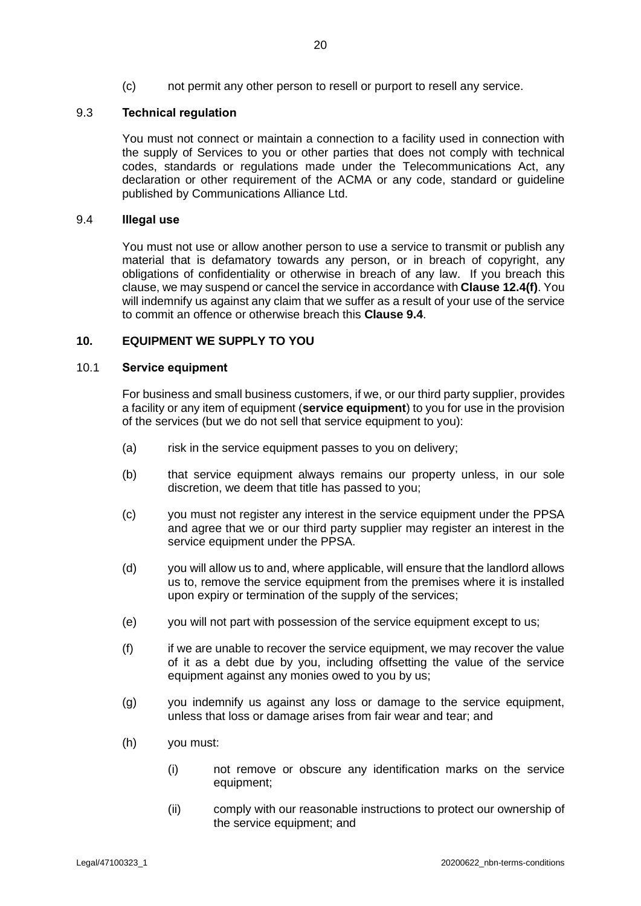(c) not permit any other person to resell or purport to resell any service.

### 9.3 **Technical regulation**

You must not connect or maintain a connection to a facility used in connection with the supply of Services to you or other parties that does not comply with technical codes, standards or regulations made under the Telecommunications Act, any declaration or other requirement of the ACMA or any code, standard or guideline published by Communications Alliance Ltd.

### 9.4 **Illegal use**

You must not use or allow another person to use a service to transmit or publish any material that is defamatory towards any person, or in breach of copyright, any obligations of confidentiality or otherwise in breach of any law. If you breach this clause, we may suspend or cancel the service in accordance with **Clause 12.4(f)**. You will indemnify us against any claim that we suffer as a result of your use of the service to commit an offence or otherwise breach this **Clause 9.4**.

## 10. EQUIPMENT WE SUPPLY TO YOU

### 10.1 **Service equipment**

For business and small business customers, if we, or our third party supplier, provides a facility or any item of equipment (**service equipment**) to you for use in the provision of the services (but we do not sell that service equipment to you):

(a) risk in the service equipment passes to you on delivery;

(b) that service equipment always remains our property unless, in our sole discretion, we deem that title has passed to you;

(c) you must not register any interest in the service equipment under the PPSA and agree that we or our third party supplier may register an interest in the service equipment under the PPSA.

(d) you will allow us to and, where applicable, will ensure that the landlord allows us to, remove the service equipment from the premises where it is installed upon expiry or termination of the supply of the services;

(e) you will not part with possession of the service equipment except to us;

(f) if we are unable to recover the service equipment, we may recover the value of it as a debt due by you, including offsetting the value of the service equipment against any monies owed to you by us;

(g) you indemnify us against any loss or damage to the service equipment, unless that loss or damage arises from fair wear and tear; and

(h) you must:

(i) not remove or obscure any identification marks on the service equipment;

(ii) comply with our reasonable instructions to protect our ownership of the service equipment; and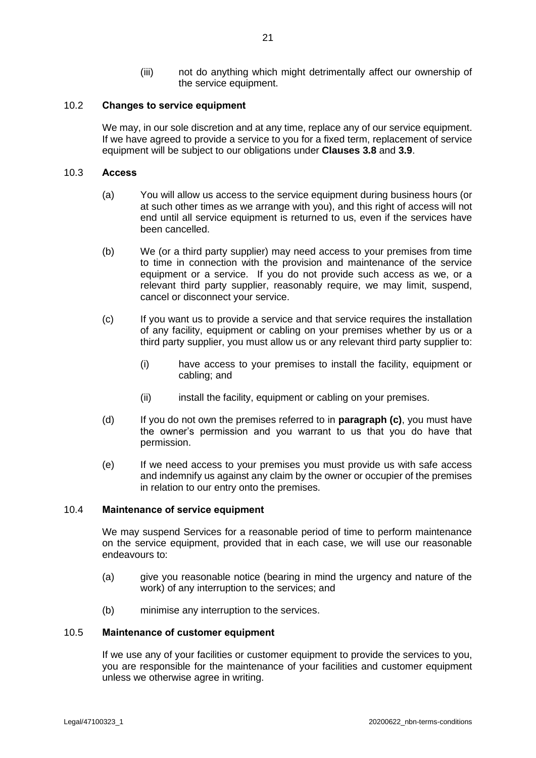(iii) not do anything which might detrimentally affect our ownership of the service equipment.

### 10.2 Changes to service equipment

We may, in our sole discretion and at any time, replace any of our service equipment. If we have agreed to provide a service to you for a fixed term, replacement of service equipment will be subject to our obligations under **Clauses 3.8** and **3.9**.

### 10.3 Access

(a) You will allow us access to the service equipment during business hours (or at such other times as we arrange with you), and this right of access will not end until all service equipment is returned to us, even if the services have been cancelled.

(b) We (or a third party supplier) may need access to your premises from time to time in connection with the provision and maintenance of the service equipment or a service. If you do not provide such access as we, or a relevant third party supplier, reasonably require, we may limit, suspend, cancel or disconnect your service.

(c) If you want us to provide a service and that service requires the installation of any facility, equipment or cabling on your premises whether by us or a third party supplier, you must allow us or any relevant third party supplier to:

  (i) have access to your premises to install the facility, equipment or cabling; and

  (ii) install the facility, equipment or cabling on your premises.

(d) If you do not own the premises referred to in **paragraph (c)**, you must have the owner's permission and you warrant to us that you do have that permission.

(e) If we need access to your premises you must provide us with safe access and indemnify us against any claim by the owner or occupier of the premises in relation to our entry onto the premises.

### 10.4 Maintenance of service equipment

We may suspend Services for a reasonable period of time to perform maintenance on the service equipment, provided that in each case, we will use our reasonable endeavours to:

(a) give you reasonable notice (bearing in mind the urgency and nature of the work) of any interruption to the services; and

(b) minimise any interruption to the services.

### 10.5 Maintenance of customer equipment

If we use any of your facilities or customer equipment to provide the services to you, you are responsible for the maintenance of your facilities and customer equipment unless we otherwise agree in writing.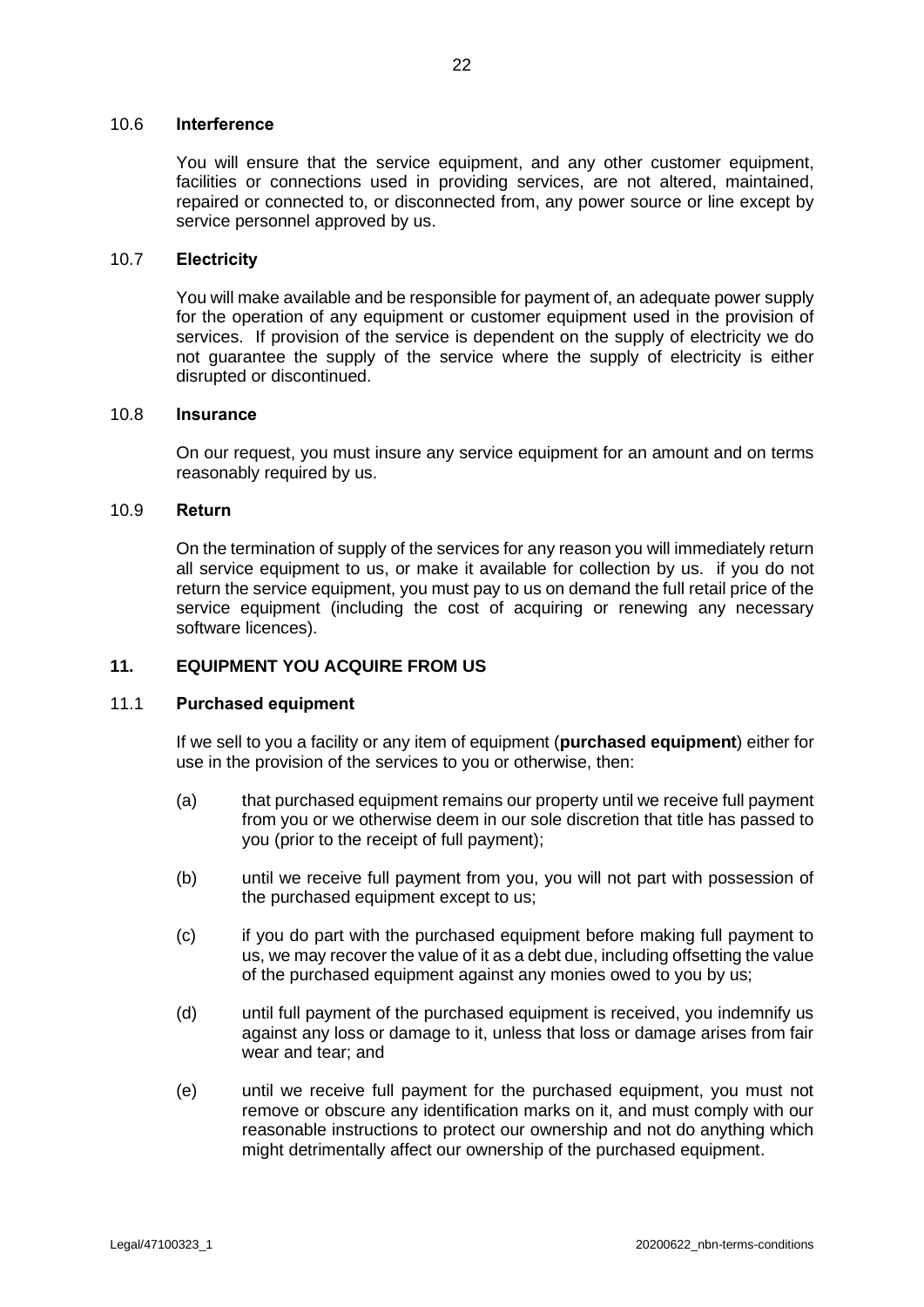### 10.6 **Interference**

You will ensure that the service equipment, and any other customer equipment, facilities or connections used in providing services, are not altered, maintained, repaired or connected to, or disconnected from, any power source or line except by service personnel approved by us.

### 10.7 **Electricity**

You will make available and be responsible for payment of, an adequate power supply for the operation of any equipment or customer equipment used in the provision of services. If provision of the service is dependent on the supply of electricity we do not guarantee the supply of the service where the supply of electricity is either disrupted or discontinued.

### 10.8 **Insurance**

On our request, you must insure any service equipment for an amount and on terms reasonably required by us.

### 10.9 **Return**

On the termination of supply of the services for any reason you will immediately return all service equipment to us, or make it available for collection by us. if you do not return the service equipment, you must pay to us on demand the full retail price of the service equipment (including the cost of acquiring or renewing any necessary software licences).

## 11. EQUIPMENT YOU ACQUIRE FROM US

### 11.1 **Purchased equipment**

If we sell to you a facility or any item of equipment (**purchased equipment**) either for use in the provision of the services to you or otherwise, then:

(a) that purchased equipment remains our property until we receive full payment from you or we otherwise deem in our sole discretion that title has passed to you (prior to the receipt of full payment);

(b) until we receive full payment from you, you will not part with possession of the purchased equipment except to us;

(c) if you do part with the purchased equipment before making full payment to us, we may recover the value of it as a debt due, including offsetting the value of the purchased equipment against any monies owed to you by us;

(d) until full payment of the purchased equipment is received, you indemnify us against any loss or damage to it, unless that loss or damage arises from fair wear and tear; and

(e) until we receive full payment for the purchased equipment, you must not remove or obscure any identification marks on it, and must comply with our reasonable instructions to protect our ownership and not do anything which might detrimentally affect our ownership of the purchased equipment.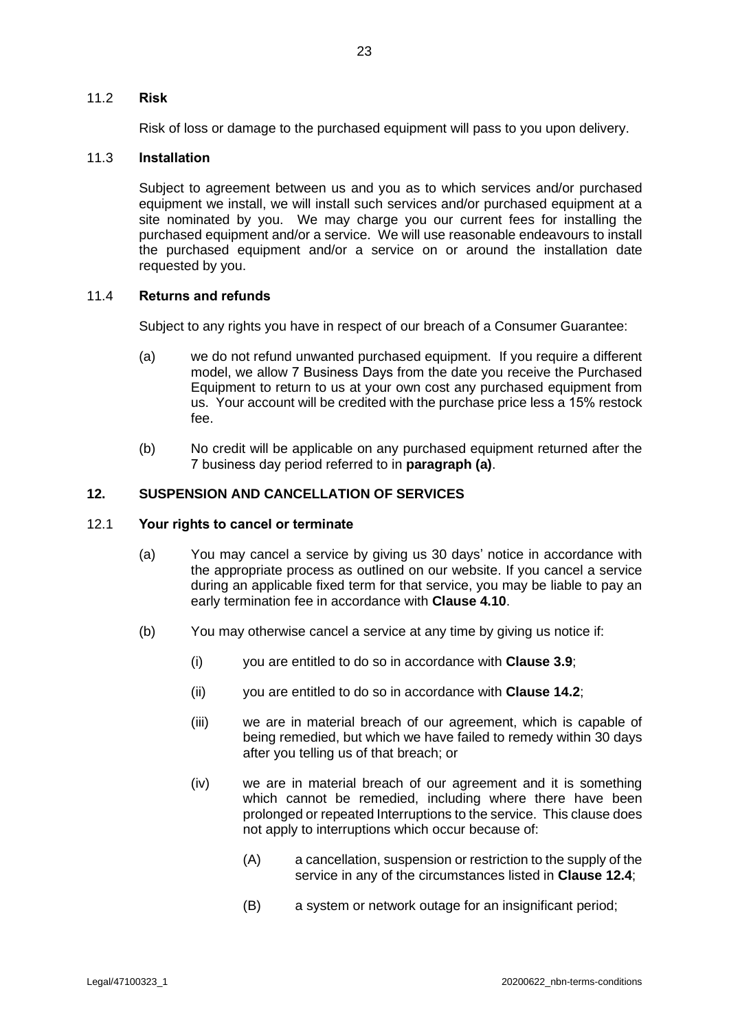### 11.2 **Risk**

Risk of loss or damage to the purchased equipment will pass to you upon delivery.

### 11.3 **Installation**

Subject to agreement between us and you as to which services and/or purchased equipment we install, we will install such services and/or purchased equipment at a site nominated by you. We may charge you our current fees for installing the purchased equipment and/or a service. We will use reasonable endeavours to install the purchased equipment and/or a service on or around the installation date requested by you.

### 11.4 **Returns and refunds**

Subject to any rights you have in respect of our breach of a Consumer Guarantee:

(a) we do not refund unwanted purchased equipment. If you require a different model, we allow 7 Business Days from the date you receive the Purchased Equipment to return to us at your own cost any purchased equipment from us. Your account will be credited with the purchase price less a 15% restock fee.

(b) No credit will be applicable on any purchased equipment returned after the 7 business day period referred to in **paragraph (a)**.

## 12. SUSPENSION AND CANCELLATION OF SERVICES

### 12.1 **Your rights to cancel or terminate**

(a) You may cancel a service by giving us 30 days' notice in accordance with the appropriate process as outlined on our website. If you cancel a service during an applicable fixed term for that service, you may be liable to pay an early termination fee in accordance with **Clause 4.10**.

(b) You may otherwise cancel a service at any time by giving us notice if:

- (i) you are entitled to do so in accordance with **Clause 3.9**;
- (ii) you are entitled to do so in accordance with **Clause 14.2**;
- (iii) we are in material breach of our agreement, which is capable of being remedied, but which we have failed to remedy within 30 days after you telling us of that breach; or
- (iv) we are in material breach of our agreement and it is something which cannot be remedied, including where there have been prolonged or repeated Interruptions to the service. This clause does not apply to interruptions which occur because of:
  - (A) a cancellation, suspension or restriction to the supply of the service in any of the circumstances listed in **Clause 12.4**;
  - (B) a system or network outage for an insignificant period;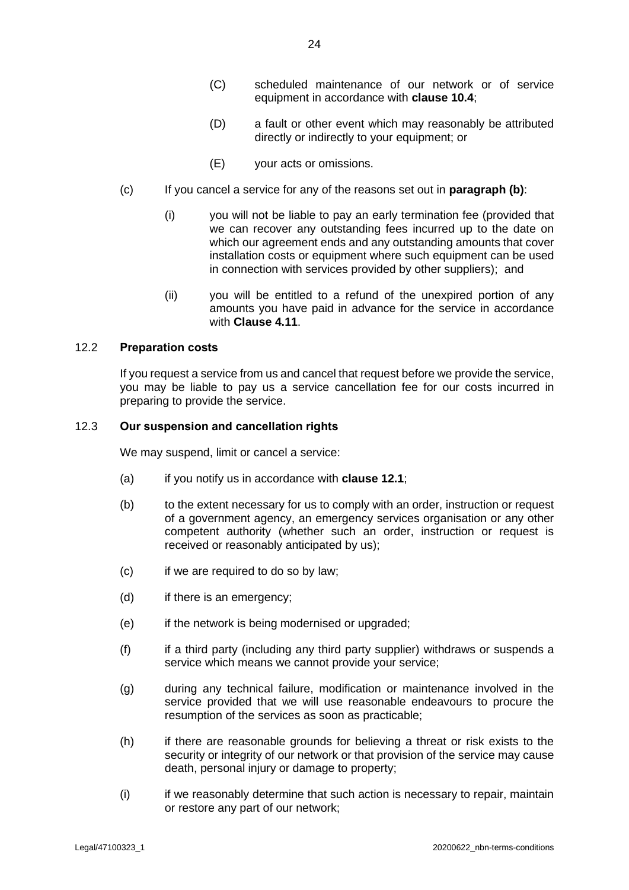(C) scheduled maintenance of our network or of service equipment in accordance with **clause 10.4**;

(D) a fault or other event which may reasonably be attributed directly or indirectly to your equipment; or

(E) your acts or omissions.

(c) If you cancel a service for any of the reasons set out in **paragraph (b)**:

(i) you will not be liable to pay an early termination fee (provided that we can recover any outstanding fees incurred up to the date on which our agreement ends and any outstanding amounts that cover installation costs or equipment where such equipment can be used in connection with services provided by other suppliers); and

(ii) you will be entitled to a refund of the unexpired portion of any amounts you have paid in advance for the service in accordance with **Clause 4.11**.

### 12.2 Preparation costs

If you request a service from us and cancel that request before we provide the service, you may be liable to pay us a service cancellation fee for our costs incurred in preparing to provide the service.

### 12.3 Our suspension and cancellation rights

We may suspend, limit or cancel a service:

(a) if you notify us in accordance with **clause 12.1**;

(b) to the extent necessary for us to comply with an order, instruction or request of a government agency, an emergency services organisation or any other competent authority (whether such an order, instruction or request is received or reasonably anticipated by us);

(c) if we are required to do so by law;

(d) if there is an emergency;

(e) if the network is being modernised or upgraded;

(f) if a third party (including any third party supplier) withdraws or suspends a service which means we cannot provide your service;

(g) during any technical failure, modification or maintenance involved in the service provided that we will use reasonable endeavours to procure the resumption of the services as soon as practicable;

(h) if there are reasonable grounds for believing a threat or risk exists to the security or integrity of our network or that provision of the service may cause death, personal injury or damage to property;

(i) if we reasonably determine that such action is necessary to repair, maintain or restore any part of our network;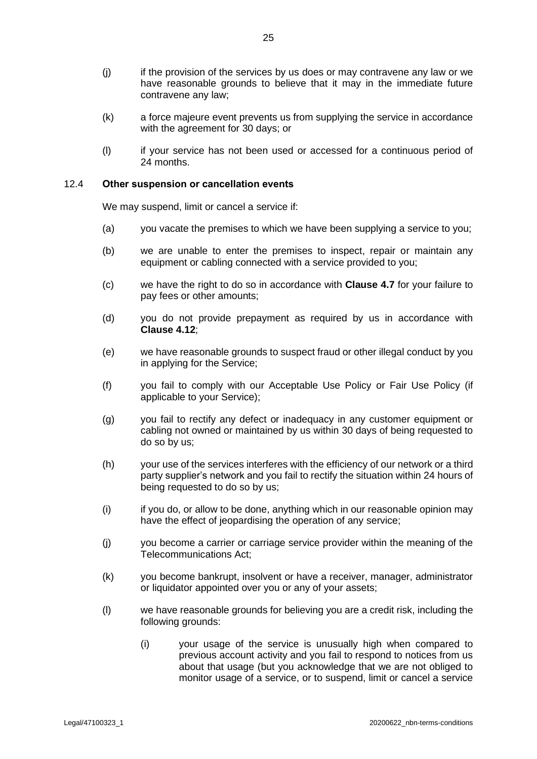(j) if the provision of the services by us does or may contravene any law or we have reasonable grounds to believe that it may in the immediate future contravene any law;

(k) a force majeure event prevents us from supplying the service in accordance with the agreement for 30 days; or

(l) if your service has not been used or accessed for a continuous period of 24 months.

### 12.4 **Other suspension or cancellation events**

We may suspend, limit or cancel a service if:

(a) you vacate the premises to which we have been supplying a service to you;

(b) we are unable to enter the premises to inspect, repair or maintain any equipment or cabling connected with a service provided to you;

(c) we have the right to do so in accordance with **Clause 4.7** for your failure to pay fees or other amounts;

(d) you do not provide prepayment as required by us in accordance with **Clause 4.12**;

(e) we have reasonable grounds to suspect fraud or other illegal conduct by you in applying for the Service;

(f) you fail to comply with our Acceptable Use Policy or Fair Use Policy (if applicable to your Service);

(g) you fail to rectify any defect or inadequacy in any customer equipment or cabling not owned or maintained by us within 30 days of being requested to do so by us;

(h) your use of the services interferes with the efficiency of our network or a third party supplier's network and you fail to rectify the situation within 24 hours of being requested to do so by us;

(i) if you do, or allow to be done, anything which in our reasonable opinion may have the effect of jeopardising the operation of any service;

(j) you become a carrier or carriage service provider within the meaning of the Telecommunications Act;

(k) you become bankrupt, insolvent or have a receiver, manager, administrator or liquidator appointed over you or any of your assets;

(l) we have reasonable grounds for believing you are a credit risk, including the following grounds:

   (i) your usage of the service is unusually high when compared to previous account activity and you fail to respond to notices from us about that usage (but you acknowledge that we are not obliged to monitor usage of a service, or to suspend, limit or cancel a service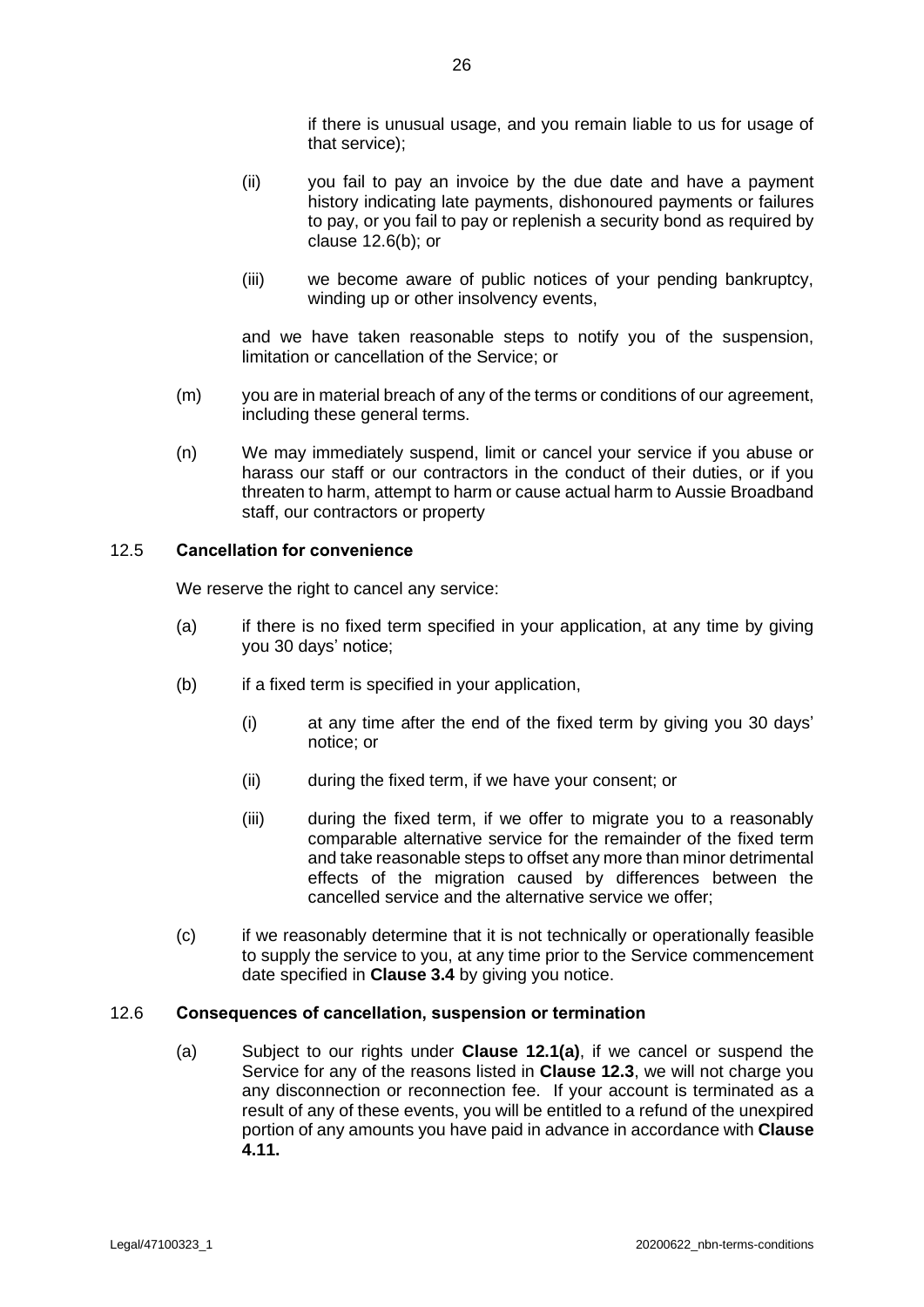if there is unusual usage, and you remain liable to us for usage of that service);

(ii) you fail to pay an invoice by the due date and have a payment history indicating late payments, dishonoured payments or failures to pay, or you fail to pay or replenish a security bond as required by clause 12.6(b); or

(iii) we become aware of public notices of your pending bankruptcy, winding up or other insolvency events,

and we have taken reasonable steps to notify you of the suspension, limitation or cancellation of the Service; or

(m) you are in material breach of any of the terms or conditions of our agreement, including these general terms.

(n) We may immediately suspend, limit or cancel your service if you abuse or harass our staff or our contractors in the conduct of their duties, or if you threaten to harm, attempt to harm or cause actual harm to Aussie Broadband staff, our contractors or property

## 12.5 Cancellation for convenience

We reserve the right to cancel any service:

(a) if there is no fixed term specified in your application, at any time by giving you 30 days' notice;

(b) if a fixed term is specified in your application,

(i) at any time after the end of the fixed term by giving you 30 days' notice; or

(ii) during the fixed term, if we have your consent; or

(iii) during the fixed term, if we offer to migrate you to a reasonably comparable alternative service for the remainder of the fixed term and take reasonable steps to offset any more than minor detrimental effects of the migration caused by differences between the cancelled service and the alternative service we offer;

(c) if we reasonably determine that it is not technically or operationally feasible to supply the service to you, at any time prior to the Service commencement date specified in **Clause 3.4** by giving you notice.

## 12.6 Consequences of cancellation, suspension or termination

(a) Subject to our rights under **Clause 12.1(a)**, if we cancel or suspend the Service for any of the reasons listed in **Clause 12.3**, we will not charge you any disconnection or reconnection fee. If your account is terminated as a result of any of these events, you will be entitled to a refund of the unexpired portion of any amounts you have paid in advance in accordance with **Clause 4.11.**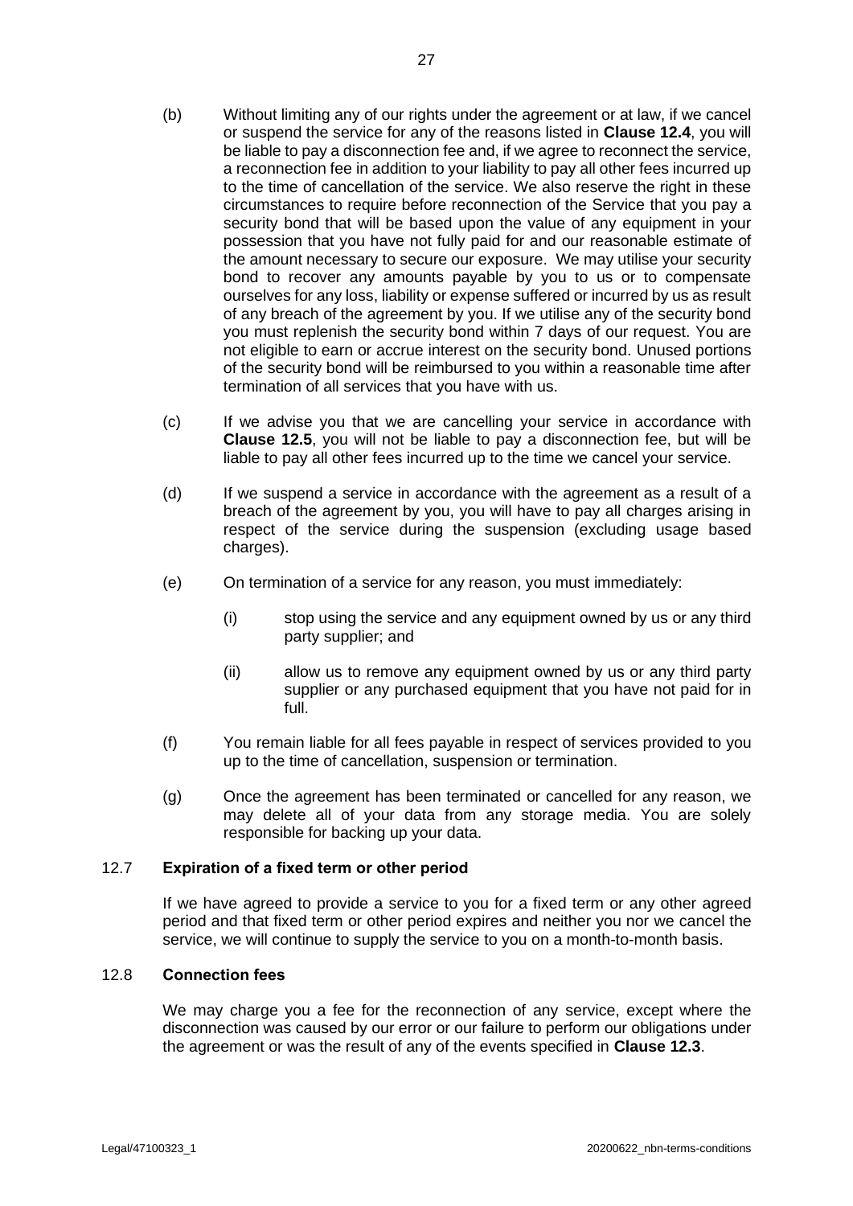(b) Without limiting any of our rights under the agreement or at law, if we cancel or suspend the service for any of the reasons listed in **Clause 12.4**, you will be liable to pay a disconnection fee and, if we agree to reconnect the service, a reconnection fee in addition to your liability to pay all other fees incurred up to the time of cancellation of the service. We also reserve the right in these circumstances to require before reconnection of the Service that you pay a security bond that will be based upon the value of any equipment in your possession that you have not fully paid for and our reasonable estimate of the amount necessary to secure our exposure. We may utilise your security bond to recover any amounts payable by you to us or to compensate ourselves for any loss, liability or expense suffered or incurred by us as result of any breach of the agreement by you. If we utilise any of the security bond you must replenish the security bond within 7 days of our request. You are not eligible to earn or accrue interest on the security bond. Unused portions of the security bond will be reimbursed to you within a reasonable time after termination of all services that you have with us.

(c) If we advise you that we are cancelling your service in accordance with **Clause 12.5**, you will not be liable to pay a disconnection fee, but will be liable to pay all other fees incurred up to the time we cancel your service.

(d) If we suspend a service in accordance with the agreement as a result of a breach of the agreement by you, you will have to pay all charges arising in respect of the service during the suspension (excluding usage based charges).

(e) On termination of a service for any reason, you must immediately:

  (i) stop using the service and any equipment owned by us or any third party supplier; and

  (ii) allow us to remove any equipment owned by us or any third party supplier or any purchased equipment that you have not paid for in full.

(f) You remain liable for all fees payable in respect of services provided to you up to the time of cancellation, suspension or termination.

(g) Once the agreement has been terminated or cancelled for any reason, we may delete all of your data from any storage media. You are solely responsible for backing up your data.

### 12.7 Expiration of a fixed term or other period

If we have agreed to provide a service to you for a fixed term or any other agreed period and that fixed term or other period expires and neither you nor we cancel the service, we will continue to supply the service to you on a month-to-month basis.

### 12.8 Connection fees

We may charge you a fee for the reconnection of any service, except where the disconnection was caused by our error or our failure to perform our obligations under the agreement or was the result of any of the events specified in **Clause 12.3**.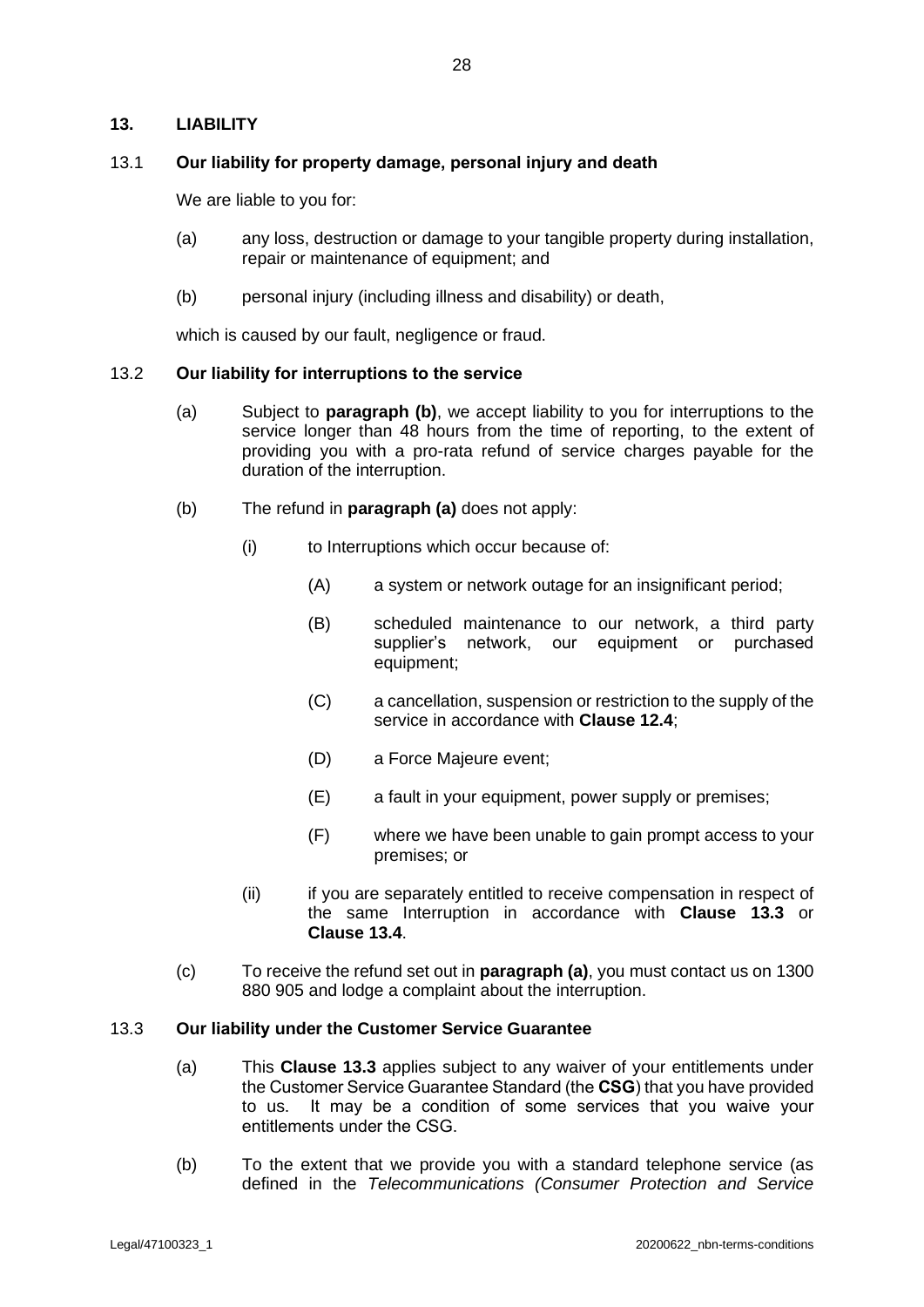## 13. LIABILITY

### 13.1 Our liability for property damage, personal injury and death

We are liable to you for:

(a) any loss, destruction or damage to your tangible property during installation, repair or maintenance of equipment; and

(b) personal injury (including illness and disability) or death,

which is caused by our fault, negligence or fraud.

### 13.2 Our liability for interruptions to the service

(a) Subject to **paragraph (b)**, we accept liability to you for interruptions to the service longer than 48 hours from the time of reporting, to the extent of providing you with a pro-rata refund of service charges payable for the duration of the interruption.

(b) The refund in **paragraph (a)** does not apply:

(i) to Interruptions which occur because of:

(A) a system or network outage for an insignificant period;

(B) scheduled maintenance to our network, a third party supplier's network, our equipment or purchased equipment;

(C) a cancellation, suspension or restriction to the supply of the service in accordance with **Clause 12.4**;

(D) a Force Majeure event;

(E) a fault in your equipment, power supply or premises;

(F) where we have been unable to gain prompt access to your premises; or

(ii) if you are separately entitled to receive compensation in respect of the same Interruption in accordance with **Clause 13.3** or **Clause 13.4**.

(c) To receive the refund set out in **paragraph (a)**, you must contact us on 1300 880 905 and lodge a complaint about the interruption.

### 13.3 Our liability under the Customer Service Guarantee

(a) This **Clause 13.3** applies subject to any waiver of your entitlements under the Customer Service Guarantee Standard (the **CSG**) that you have provided to us. It may be a condition of some services that you waive your entitlements under the CSG.

(b) To the extent that we provide you with a standard telephone service (as defined in the *Telecommunications (Consumer Protection and Service*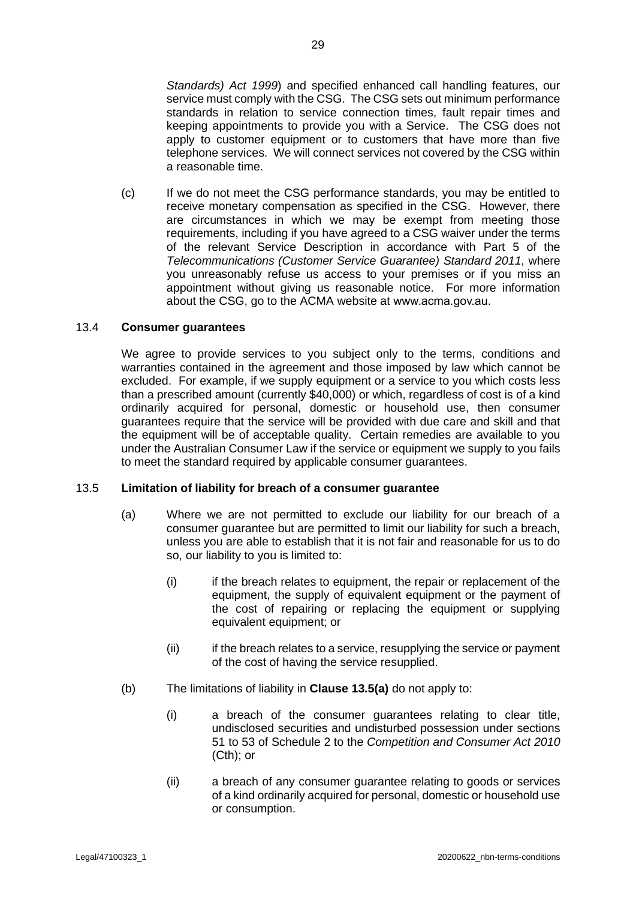*Standards) Act 1999*) and specified enhanced call handling features, our service must comply with the CSG. The CSG sets out minimum performance standards in relation to service connection times, fault repair times and keeping appointments to provide you with a Service. The CSG does not apply to customer equipment or to customers that have more than five telephone services. We will connect services not covered by the CSG within a reasonable time.

(c) If we do not meet the CSG performance standards, you may be entitled to receive monetary compensation as specified in the CSG. However, there are circumstances in which we may be exempt from meeting those requirements, including if you have agreed to a CSG waiver under the terms of the relevant Service Description in accordance with Part 5 of the *Telecommunications (Customer Service Guarantee) Standard 2011*, where you unreasonably refuse us access to your premises or if you miss an appointment without giving us reasonable notice. For more information about the CSG, go to the ACMA website at www.acma.gov.au.

13.4 **Consumer guarantees**

We agree to provide services to you subject only to the terms, conditions and warranties contained in the agreement and those imposed by law which cannot be excluded. For example, if we supply equipment or a service to you which costs less than a prescribed amount (currently $40,000) or which, regardless of cost is of a kind ordinarily acquired for personal, domestic or household use, then consumer guarantees require that the service will be provided with due care and skill and that the equipment will be of acceptable quality. Certain remedies are available to you under the Australian Consumer Law if the service or equipment we supply to you fails to meet the standard required by applicable consumer guarantees.

13.5 **Limitation of liability for breach of a consumer guarantee**

(a) Where we are not permitted to exclude our liability for our breach of a consumer guarantee but are permitted to limit our liability for such a breach, unless you are able to establish that it is not fair and reasonable for us to do so, our liability to you is limited to:

(i) if the breach relates to equipment, the repair or replacement of the equipment, the supply of equivalent equipment or the payment of the cost of repairing or replacing the equipment or supplying equivalent equipment; or

(ii) if the breach relates to a service, resupplying the service or payment of the cost of having the service resupplied.

(b) The limitations of liability in **Clause 13.5(a)** do not apply to:

(i) a breach of the consumer guarantees relating to clear title, undisclosed securities and undisturbed possession under sections 51 to 53 of Schedule 2 to the *Competition and Consumer Act 2010* (Cth); or

(ii) a breach of any consumer guarantee relating to goods or services of a kind ordinarily acquired for personal, domestic or household use or consumption.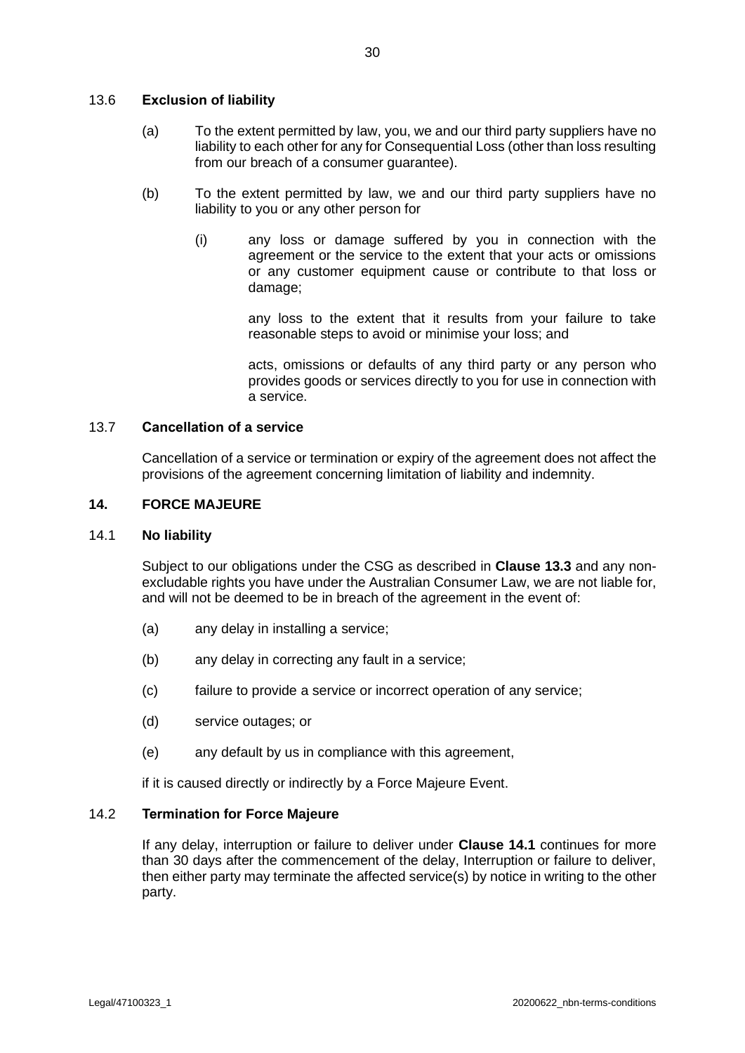13.6 **Exclusion of liability**

(a) To the extent permitted by law, you, we and our third party suppliers have no liability to each other for any for Consequential Loss (other than loss resulting from our breach of a consumer guarantee).

(b) To the extent permitted by law, we and our third party suppliers have no liability to you or any other person for

(i) any loss or damage suffered by you in connection with the agreement or the service to the extent that your acts or omissions or any customer equipment cause or contribute to that loss or damage;

any loss to the extent that it results from your failure to take reasonable steps to avoid or minimise your loss; and

acts, omissions or defaults of any third party or any person who provides goods or services directly to you for use in connection with a service.

13.7 **Cancellation of a service**

Cancellation of a service or termination or expiry of the agreement does not affect the provisions of the agreement concerning limitation of liability and indemnity.

## 14. FORCE MAJEURE

14.1 **No liability**

Subject to our obligations under the CSG as described in **Clause 13.3** and any non-excludable rights you have under the Australian Consumer Law, we are not liable for, and will not be deemed to be in breach of the agreement in the event of:

(a) any delay in installing a service;

(b) any delay in correcting any fault in a service;

(c) failure to provide a service or incorrect operation of any service;

(d) service outages; or

(e) any default by us in compliance with this agreement,

if it is caused directly or indirectly by a Force Majeure Event.

14.2 **Termination for Force Majeure**

If any delay, interruption or failure to deliver under **Clause 14.1** continues for more than 30 days after the commencement of the delay, Interruption or failure to deliver, then either party may terminate the affected service(s) by notice in writing to the other party.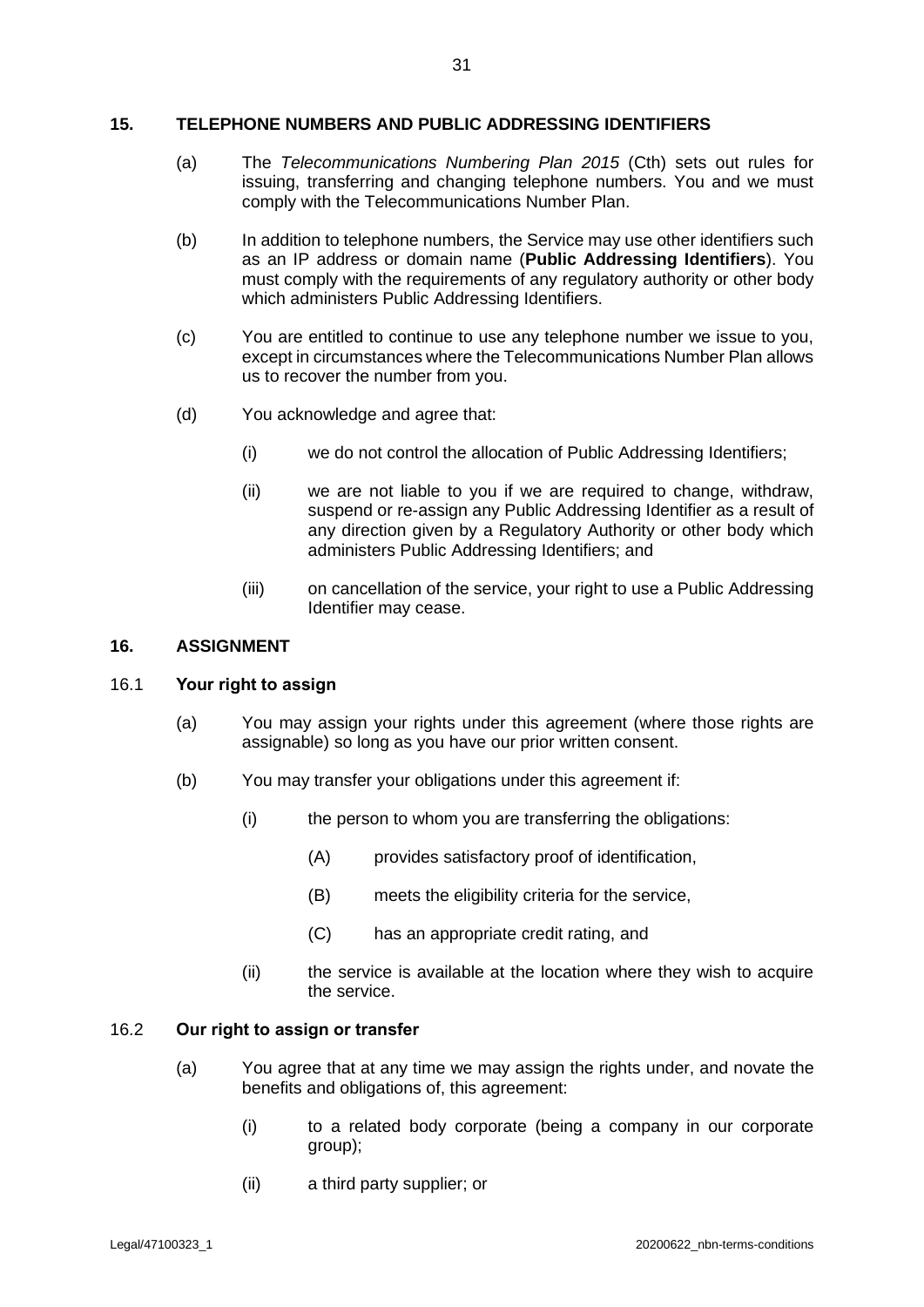## 15. TELEPHONE NUMBERS AND PUBLIC ADDRESSING IDENTIFIERS

(a) The *Telecommunications Numbering Plan 2015* (Cth) sets out rules for issuing, transferring and changing telephone numbers. You and we must comply with the Telecommunications Number Plan.

(b) In addition to telephone numbers, the Service may use other identifiers such as an IP address or domain name (**Public Addressing Identifiers**). You must comply with the requirements of any regulatory authority or other body which administers Public Addressing Identifiers.

(c) You are entitled to continue to use any telephone number we issue to you, except in circumstances where the Telecommunications Number Plan allows us to recover the number from you.

(d) You acknowledge and agree that:

   (i) we do not control the allocation of Public Addressing Identifiers;

   (ii) we are not liable to you if we are required to change, withdraw, suspend or re-assign any Public Addressing Identifier as a result of any direction given by a Regulatory Authority or other body which administers Public Addressing Identifiers; and

   (iii) on cancellation of the service, your right to use a Public Addressing Identifier may cease.

## 16. ASSIGNMENT

### 16.1 Your right to assign

(a) You may assign your rights under this agreement (where those rights are assignable) so long as you have our prior written consent.

(b) You may transfer your obligations under this agreement if:

   (i) the person to whom you are transferring the obligations:

      (A) provides satisfactory proof of identification,

      (B) meets the eligibility criteria for the service,

      (C) has an appropriate credit rating, and

   (ii) the service is available at the location where they wish to acquire the service.

### 16.2 Our right to assign or transfer

(a) You agree that at any time we may assign the rights under, and novate the benefits and obligations of, this agreement:

   (i) to a related body corporate (being a company in our corporate group);

   (ii) a third party supplier; or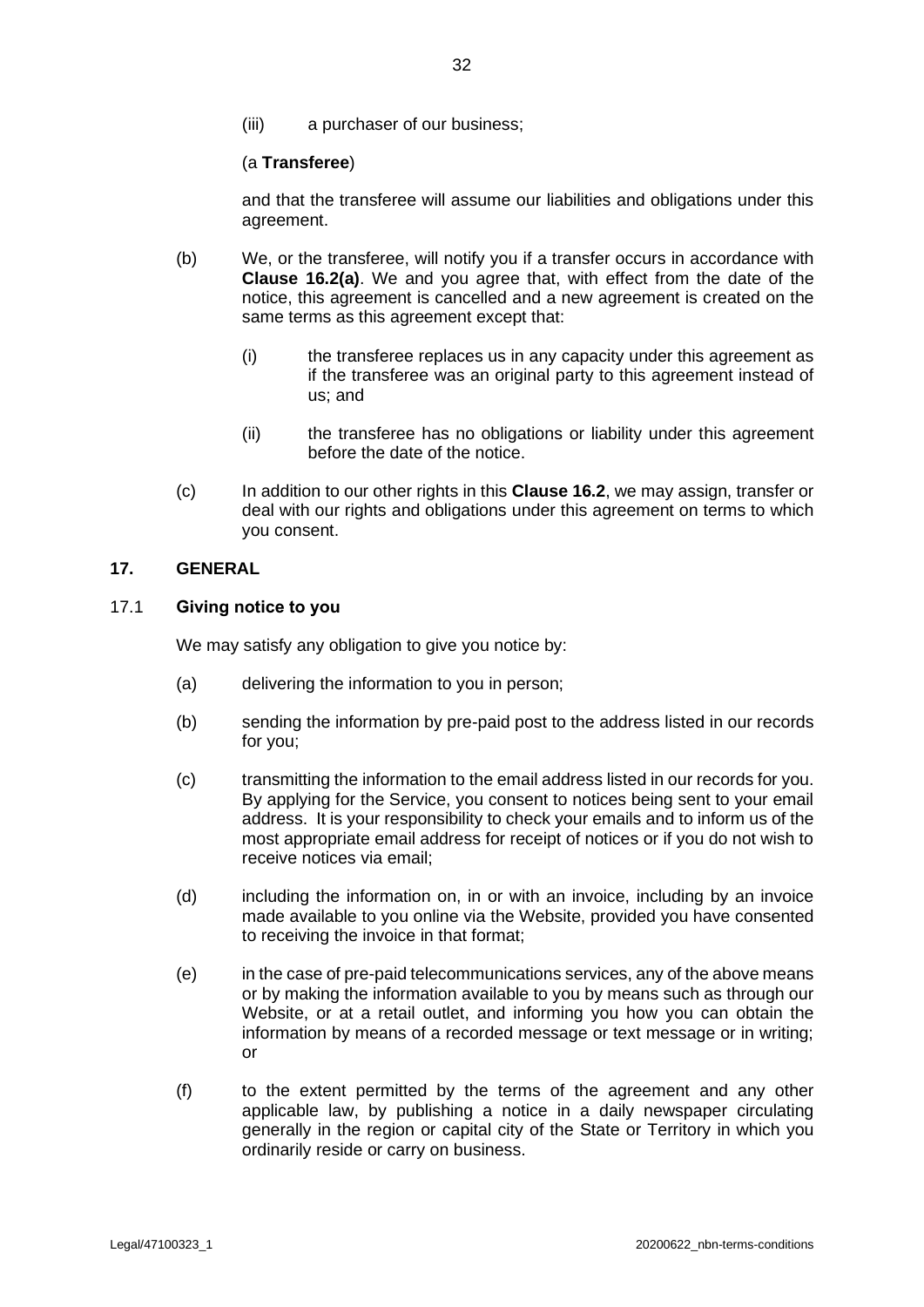(iii) a purchaser of our business;

(a **Transferee**)

and that the transferee will assume our liabilities and obligations under this agreement.

(b) We, or the transferee, will notify you if a transfer occurs in accordance with **Clause 16.2(a)**. We and you agree that, with effect from the date of the notice, this agreement is cancelled and a new agreement is created on the same terms as this agreement except that:

(i) the transferee replaces us in any capacity under this agreement as if the transferee was an original party to this agreement instead of us; and

(ii) the transferee has no obligations or liability under this agreement before the date of the notice.

(c) In addition to our other rights in this **Clause 16.2**, we may assign, transfer or deal with our rights and obligations under this agreement on terms to which you consent.

## 17. GENERAL

### 17.1 Giving notice to you

We may satisfy any obligation to give you notice by:

(a) delivering the information to you in person;

(b) sending the information by pre-paid post to the address listed in our records for you;

(c) transmitting the information to the email address listed in our records for you. By applying for the Service, you consent to notices being sent to your email address. It is your responsibility to check your emails and to inform us of the most appropriate email address for receipt of notices or if you do not wish to receive notices via email;

(d) including the information on, in or with an invoice, including by an invoice made available to you online via the Website, provided you have consented to receiving the invoice in that format;

(e) in the case of pre-paid telecommunications services, any of the above means or by making the information available to you by means such as through our Website, or at a retail outlet, and informing you how you can obtain the information by means of a recorded message or text message or in writing; or

(f) to the extent permitted by the terms of the agreement and any other applicable law, by publishing a notice in a daily newspaper circulating generally in the region or capital city of the State or Territory in which you ordinarily reside or carry on business.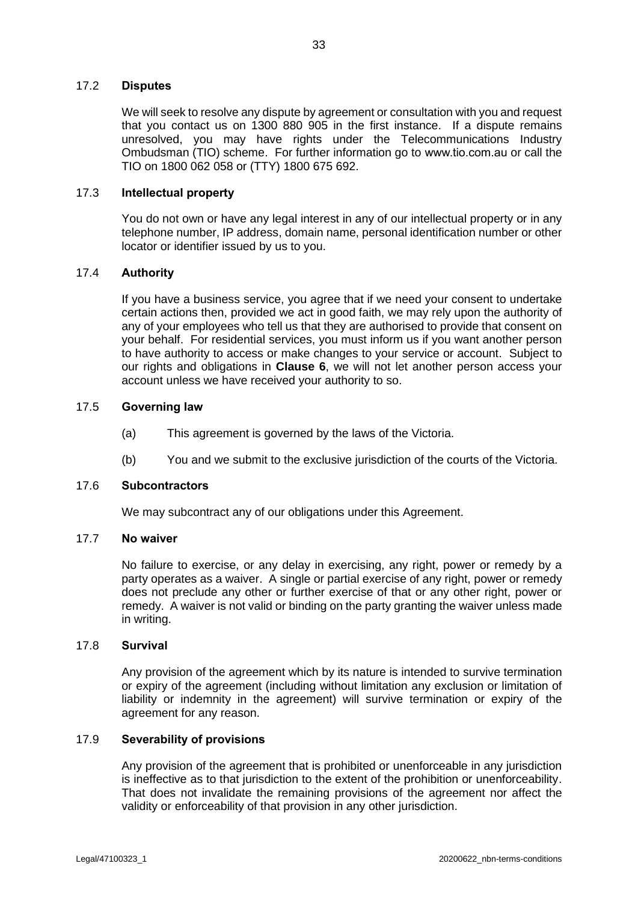## 17.2 **Disputes**

We will seek to resolve any dispute by agreement or consultation with you and request that you contact us on 1300 880 905 in the first instance. If a dispute remains unresolved, you may have rights under the Telecommunications Industry Ombudsman (TIO) scheme. For further information go to www.tio.com.au or call the TIO on 1800 062 058 or (TTY) 1800 675 692.

## 17.3 **Intellectual property**

You do not own or have any legal interest in any of our intellectual property or in any telephone number, IP address, domain name, personal identification number or other locator or identifier issued by us to you.

## 17.4 **Authority**

If you have a business service, you agree that if we need your consent to undertake certain actions then, provided we act in good faith, we may rely upon the authority of any of your employees who tell us that they are authorised to provide that consent on your behalf. For residential services, you must inform us if you want another person to have authority to access or make changes to your service or account. Subject to our rights and obligations in **Clause 6**, we will not let another person access your account unless we have received your authority to so.

## 17.5 **Governing law**

(a) This agreement is governed by the laws of the Victoria.

(b) You and we submit to the exclusive jurisdiction of the courts of the Victoria.

## 17.6 **Subcontractors**

We may subcontract any of our obligations under this Agreement.

## 17.7 **No waiver**

No failure to exercise, or any delay in exercising, any right, power or remedy by a party operates as a waiver. A single or partial exercise of any right, power or remedy does not preclude any other or further exercise of that or any other right, power or remedy. A waiver is not valid or binding on the party granting the waiver unless made in writing.

## 17.8 **Survival**

Any provision of the agreement which by its nature is intended to survive termination or expiry of the agreement (including without limitation any exclusion or limitation of liability or indemnity in the agreement) will survive termination or expiry of the agreement for any reason.

## 17.9 **Severability of provisions**

Any provision of the agreement that is prohibited or unenforceable in any jurisdiction is ineffective as to that jurisdiction to the extent of the prohibition or unenforceability. That does not invalidate the remaining provisions of the agreement nor affect the validity or enforceability of that provision in any other jurisdiction.